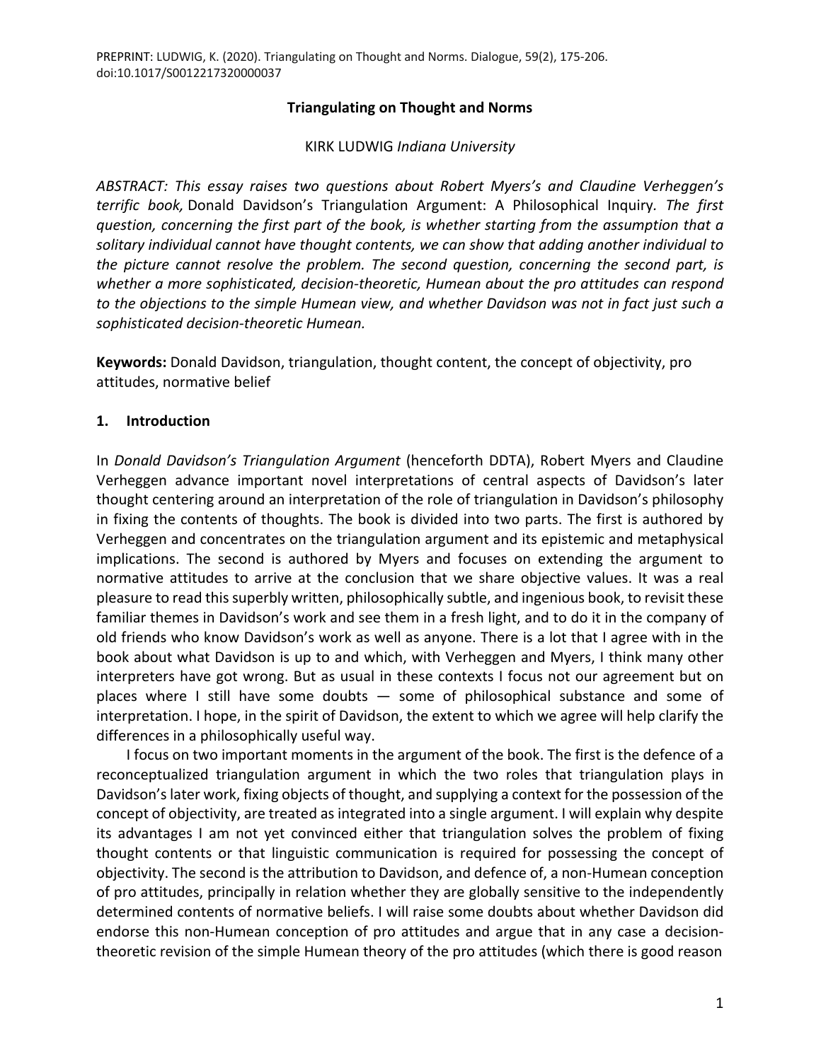PREPRINT: LUDWIG, K. (2020). Triangulating on Thought and Norms. Dialogue, 59(2), 175-206. doi:10.1017/S0012217320000037

# Triangulating on Thought and Norms

KIRK LUDWIG *Indiana University*

*ABSTRACT: This essay raises two questions about Robert Myers's and Claudine Verheggen's terrific book,* Donald Davidson's Triangulation Argument: A Philosophical Inquiry*. The first question, concerning the first part of the book, is whether starting from the assumption that a solitary individual cannot have thought contents, we can show that adding another individual to the picture cannot resolve the problem. The second question, concerning the second part, is whether a more sophisticated, decision-theoretic, Humean about the pro attitudes can respond to the objections to the simple Humean view, and whether Davidson was not in fact just such a sophisticated decision-theoretic Humean.*

**Keywords:** Donald Davidson, triangulation, thought content, the concept of objectivity, pro attitudes, normative belief

## 1. Introduction

In *Donald Davidson's Triangulation Argument* (henceforth DDTA), Robert Myers and Claudine Verheggen advance important novel interpretations of central aspects of Davidson's later thought centering around an interpretation of the role of triangulation in Davidson's philosophy in fixing the contents of thoughts. The book is divided into two parts. The first is authored by Verheggen and concentrates on the triangulation argument and its epistemic and metaphysical implications. The second is authored by Myers and focuses on extending the argument to normative attitudes to arrive at the conclusion that we share objective values. It was a real pleasure to read this superbly written, philosophically subtle, and ingenious book, to revisit these familiar themes in Davidson's work and see them in a fresh light, and to do it in the company of old friends who know Davidson's work as well as anyone. There is a lot that I agree with in the book about what Davidson is up to and which, with Verheggen and Myers, I think many other interpreters have got wrong. But as usual in these contexts I focus not our agreement but on places where I still have some doubts — some of philosophical substance and some of interpretation. I hope, in the spirit of Davidson, the extent to which we agree will help clarify the differences in a philosophically useful way.

I focus on two important moments in the argument of the book. The first is the defence of a reconceptualized triangulation argument in which the two roles that triangulation plays in Davidson's later work, fixing objects of thought, and supplying a context for the possession of the concept of objectivity, are treated as integrated into a single argument. I will explain why despite its advantages I am not yet convinced either that triangulation solves the problem of fixing thought contents or that linguistic communication is required for possessing the concept of objectivity. The second is the attribution to Davidson, and defence of, a non-Humean conception of pro attitudes, principally in relation whether they are globally sensitive to the independently determined contents of normative beliefs. I will raise some doubts about whether Davidson did endorse this non-Humean conception of pro attitudes and argue that in any case a decision-theoretic revision of the simple Humean theory of the pro attitudes (which there is good reason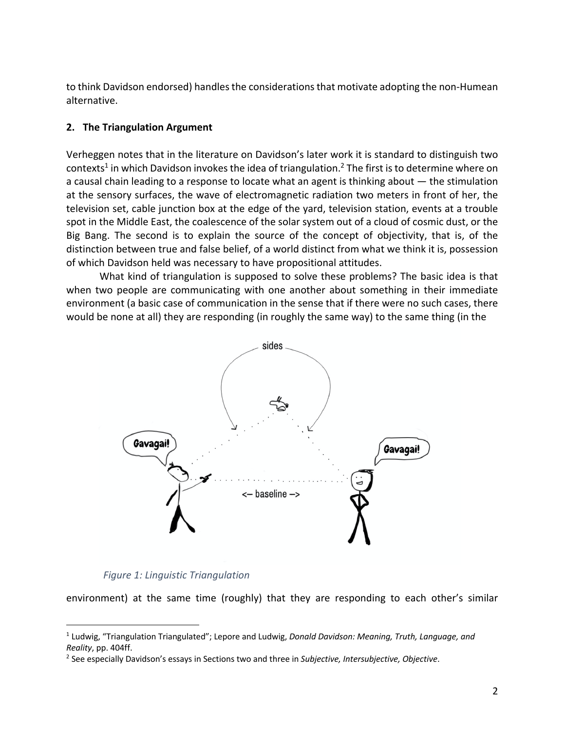to think Davidson endorsed) handles the considerations that motivate adopting the non-Humean alternative.

## 2. The Triangulation Argument

Verheggen notes that in the literature on Davidson's later work it is standard to distinguish two contexts[1] in which Davidson invokes the idea of triangulation.[2] The first is to determine where on a causal chain leading to a response to locate what an agent is thinking about — the stimulation at the sensory surfaces, the wave of electromagnetic radiation two meters in front of her, the television set, cable junction box at the edge of the yard, television station, events at a trouble spot in the Middle East, the coalescence of the solar system out of a cloud of cosmic dust, or the Big Bang. The second is to explain the source of the concept of objectivity, that is, of the distinction between true and false belief, of a world distinct from what we think it is, possession of which Davidson held was necessary to have propositional attitudes.

What kind of triangulation is supposed to solve these problems? The basic idea is that when two people are communicating with one another about something in their immediate environment (a basic case of communication in the sense that if there were no such cases, there would be none at all) they are responding (in roughly the same way) to the same thing (in the

*Figure 1: Linguistic Triangulation*

environment) at the same time (roughly) that they are responding to each other's similar

[1] Ludwig, "Triangulation Triangulated"; Lepore and Ludwig, *Donald Davidson: Meaning, Truth, Language, and Reality*, pp. 404ff.

[2] See especially Davidson's essays in Sections two and three in *Subjective, Intersubjective, Objective*.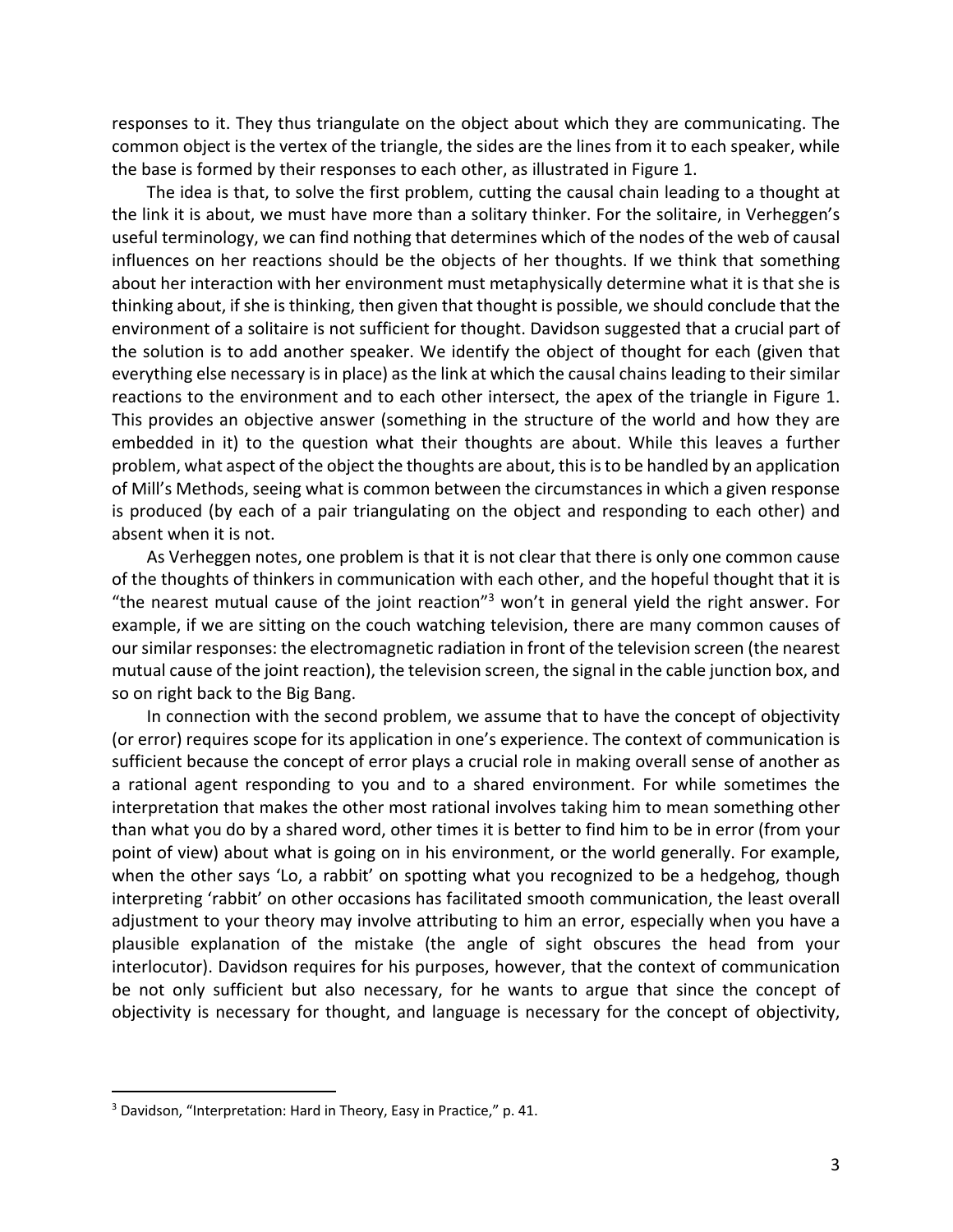responses to it. They thus triangulate on the object about which they are communicating. The common object is the vertex of the triangle, the sides are the lines from it to each speaker, while the base is formed by their responses to each other, as illustrated in Figure 1.

The idea is that, to solve the first problem, cutting the causal chain leading to a thought at the link it is about, we must have more than a solitary thinker. For the solitaire, in Verheggen's useful terminology, we can find nothing that determines which of the nodes of the web of causal influences on her reactions should be the objects of her thoughts. If we think that something about her interaction with her environment must metaphysically determine what it is that she is thinking about, if she is thinking, then given that thought is possible, we should conclude that the environment of a solitaire is not sufficient for thought. Davidson suggested that a crucial part of the solution is to add another speaker. We identify the object of thought for each (given that everything else necessary is in place) as the link at which the causal chains leading to their similar reactions to the environment and to each other intersect, the apex of the triangle in Figure 1. This provides an objective answer (something in the structure of the world and how they are embedded in it) to the question what their thoughts are about. While this leaves a further problem, what aspect of the object the thoughts are about, this is to be handled by an application of Mill's Methods, seeing what is common between the circumstances in which a given response is produced (by each of a pair triangulating on the object and responding to each other) and absent when it is not.

As Verheggen notes, one problem is that it is not clear that there is only one common cause of the thoughts of thinkers in communication with each other, and the hopeful thought that it is "the nearest mutual cause of the joint reaction"[3] won't in general yield the right answer. For example, if we are sitting on the couch watching television, there are many common causes of our similar responses: the electromagnetic radiation in front of the television screen (the nearest mutual cause of the joint reaction), the television screen, the signal in the cable junction box, and so on right back to the Big Bang.

In connection with the second problem, we assume that to have the concept of objectivity (or error) requires scope for its application in one's experience. The context of communication is sufficient because the concept of error plays a crucial role in making overall sense of another as a rational agent responding to you and to a shared environment. For while sometimes the interpretation that makes the other most rational involves taking him to mean something other than what you do by a shared word, other times it is better to find him to be in error (from your point of view) about what is going on in his environment, or the world generally. For example, when the other says 'Lo, a rabbit' on spotting what you recognized to be a hedgehog, though interpreting 'rabbit' on other occasions has facilitated smooth communication, the least overall adjustment to your theory may involve attributing to him an error, especially when you have a plausible explanation of the mistake (the angle of sight obscures the head from your interlocutor). Davidson requires for his purposes, however, that the context of communication be not only sufficient but also necessary, for he wants to argue that since the concept of objectivity is necessary for thought, and language is necessary for the concept of objectivity,

---

[3] Davidson, "Interpretation: Hard in Theory, Easy in Practice," p. 41.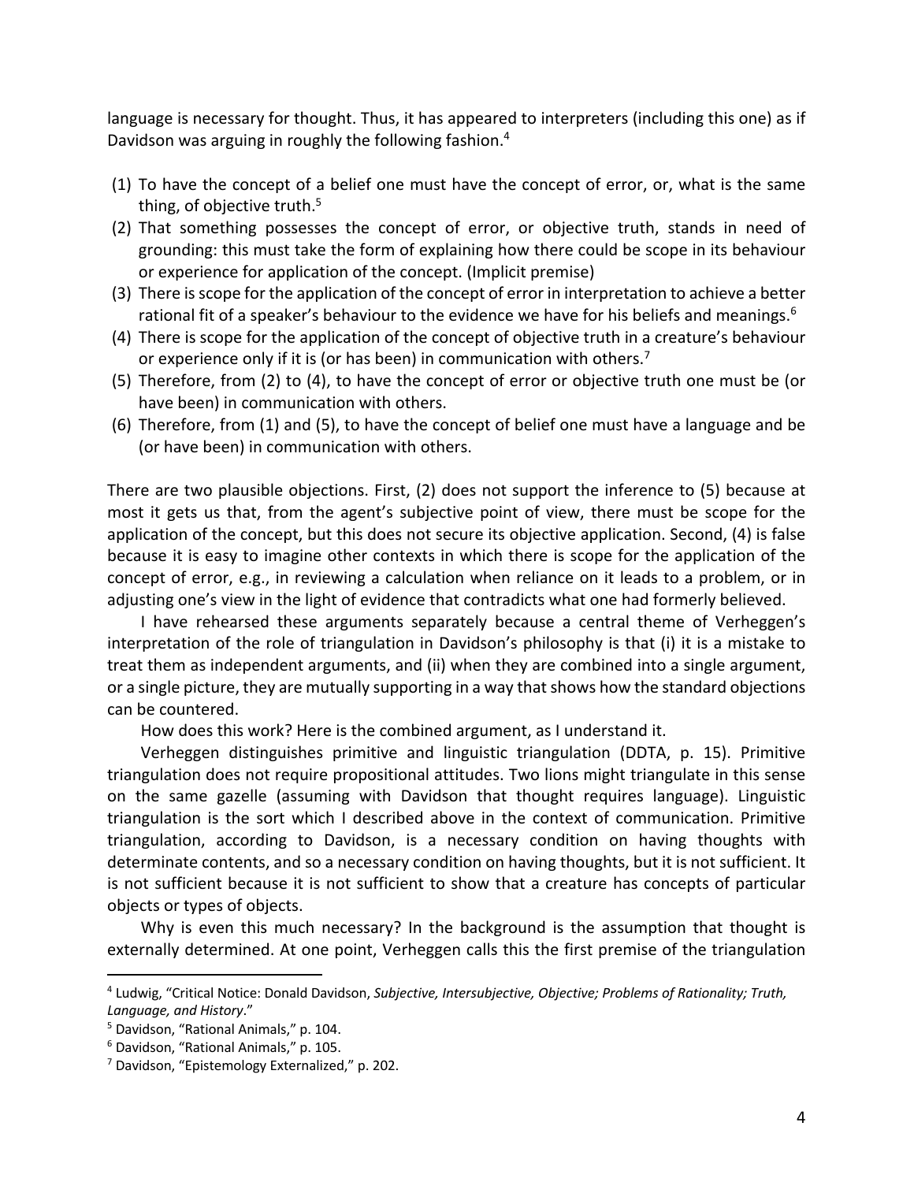language is necessary for thought. Thus, it has appeared to interpreters (including this one) as if Davidson was arguing in roughly the following fashion.[4]

(1) To have the concept of a belief one must have the concept of error, or, what is the same thing, of objective truth.[5]
(2) That something possesses the concept of error, or objective truth, stands in need of grounding: this must take the form of explaining how there could be scope in its behaviour or experience for application of the concept. (Implicit premise)
(3) There is scope for the application of the concept of error in interpretation to achieve a better rational fit of a speaker's behaviour to the evidence we have for his beliefs and meanings.[6]
(4) There is scope for the application of the concept of objective truth in a creature's behaviour or experience only if it is (or has been) in communication with others.[7]
(5) Therefore, from (2) to (4), to have the concept of error or objective truth one must be (or have been) in communication with others.
(6) Therefore, from (1) and (5), to have the concept of belief one must have a language and be (or have been) in communication with others.

There are two plausible objections. First, (2) does not support the inference to (5) because at most it gets us that, from the agent's subjective point of view, there must be scope for the application of the concept, but this does not secure its objective application. Second, (4) is false because it is easy to imagine other contexts in which there is scope for the application of the concept of error, e.g., in reviewing a calculation when reliance on it leads to a problem, or in adjusting one's view in the light of evidence that contradicts what one had formerly believed.

I have rehearsed these arguments separately because a central theme of Verheggen's interpretation of the role of triangulation in Davidson's philosophy is that (i) it is a mistake to treat them as independent arguments, and (ii) when they are combined into a single argument, or a single picture, they are mutually supporting in a way that shows how the standard objections can be countered.

How does this work? Here is the combined argument, as I understand it.

Verheggen distinguishes primitive and linguistic triangulation (DDTA, p. 15). Primitive triangulation does not require propositional attitudes. Two lions might triangulate in this sense on the same gazelle (assuming with Davidson that thought requires language). Linguistic triangulation is the sort which I described above in the context of communication. Primitive triangulation, according to Davidson, is a necessary condition on having thoughts with determinate contents, and so a necessary condition on having thoughts, but it is not sufficient. It is not sufficient because it is not sufficient to show that a creature has concepts of particular objects or types of objects.

Why is even this much necessary? In the background is the assumption that thought is externally determined. At one point, Verheggen calls this the first premise of the triangulation

[4] Ludwig, "Critical Notice: Donald Davidson, *Subjective, Intersubjective, Objective; Problems of Rationality; Truth, Language, and History*."

[5] Davidson, "Rational Animals," p. 104.

[6] Davidson, "Rational Animals," p. 105.

[7] Davidson, "Epistemology Externalized," p. 202.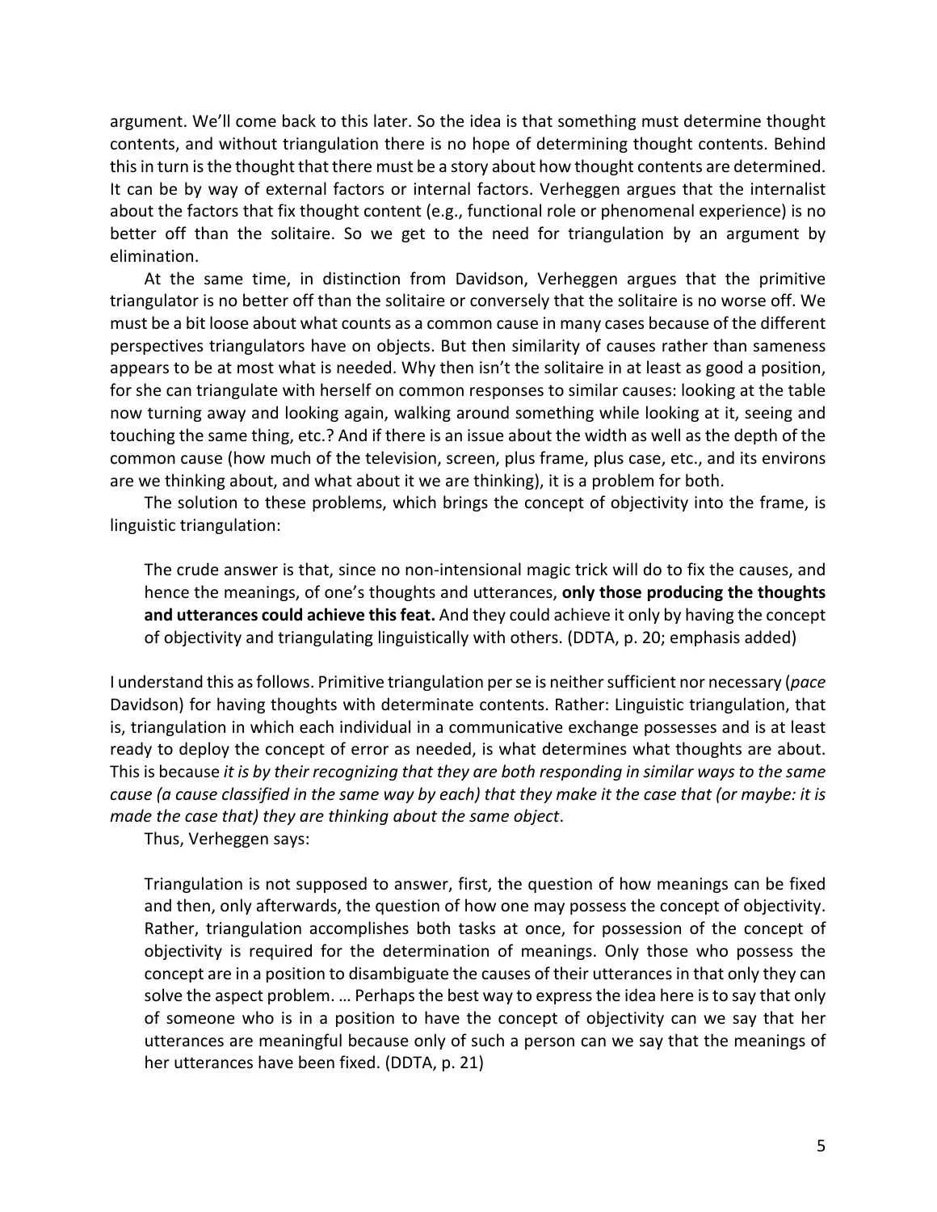argument. We'll come back to this later. So the idea is that something must determine thought contents, and without triangulation there is no hope of determining thought contents. Behind this in turn is the thought that there must be a story about how thought contents are determined. It can be by way of external factors or internal factors. Verheggen argues that the internalist about the factors that fix thought content (e.g., functional role or phenomenal experience) is no better off than the solitaire. So we get to the need for triangulation by an argument by elimination.

At the same time, in distinction from Davidson, Verheggen argues that the primitive triangulator is no better off than the solitaire or conversely that the solitaire is no worse off. We must be a bit loose about what counts as a common cause in many cases because of the different perspectives triangulators have on objects. But then similarity of causes rather than sameness appears to be at most what is needed. Why then isn't the solitaire in at least as good a position, for she can triangulate with herself on common responses to similar causes: looking at the table now turning away and looking again, walking around something while looking at it, seeing and touching the same thing, etc.? And if there is an issue about the width as well as the depth of the common cause (how much of the television, screen, plus frame, plus case, etc., and its environs are we thinking about, and what about it we are thinking), it is a problem for both.

The solution to these problems, which brings the concept of objectivity into the frame, is linguistic triangulation:

> The crude answer is that, since no non-intensional magic trick will do to fix the causes, and hence the meanings, of one's thoughts and utterances, **only those producing the thoughts and utterances could achieve this feat.** And they could achieve it only by having the concept of objectivity and triangulating linguistically with others. (DDTA, p. 20; emphasis added)

I understand this as follows. Primitive triangulation per se is neither sufficient nor necessary (*pace* Davidson) for having thoughts with determinate contents. Rather: Linguistic triangulation, that is, triangulation in which each individual in a communicative exchange possesses and is at least ready to deploy the concept of error as needed, is what determines what thoughts are about. This is because *it is by their recognizing that they are both responding in similar ways to the same cause (a cause classified in the same way by each) that they make it the case that (or maybe: it is made the case that) they are thinking about the same object*.

Thus, Verheggen says:

> Triangulation is not supposed to answer, first, the question of how meanings can be fixed and then, only afterwards, the question of how one may possess the concept of objectivity. Rather, triangulation accomplishes both tasks at once, for possession of the concept of objectivity is required for the determination of meanings. Only those who possess the concept are in a position to disambiguate the causes of their utterances in that only they can solve the aspect problem. … Perhaps the best way to express the idea here is to say that only of someone who is in a position to have the concept of objectivity can we say that her utterances are meaningful because only of such a person can we say that the meanings of her utterances have been fixed. (DDTA, p. 21)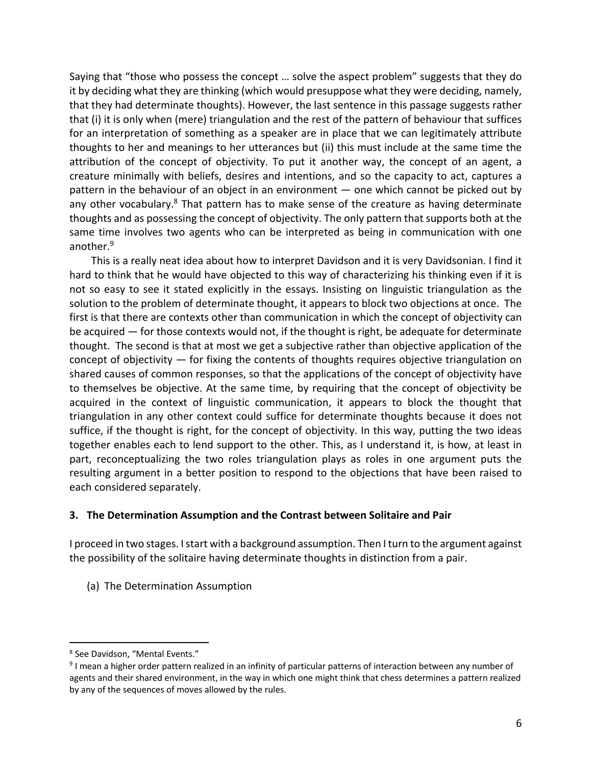Saying that "those who possess the concept … solve the aspect problem" suggests that they do it by deciding what they are thinking (which would presuppose what they were deciding, namely, that they had determinate thoughts). However, the last sentence in this passage suggests rather that (i) it is only when (mere) triangulation and the rest of the pattern of behaviour that suffices for an interpretation of something as a speaker are in place that we can legitimately attribute thoughts to her and meanings to her utterances but (ii) this must include at the same time the attribution of the concept of objectivity. To put it another way, the concept of an agent, a creature minimally with beliefs, desires and intentions, and so the capacity to act, captures a pattern in the behaviour of an object in an environment — one which cannot be picked out by any other vocabulary.[8] That pattern has to make sense of the creature as having determinate thoughts and as possessing the concept of objectivity. The only pattern that supports both at the same time involves two agents who can be interpreted as being in communication with one another.[9]

This is a really neat idea about how to interpret Davidson and it is very Davidsonian. I find it hard to think that he would have objected to this way of characterizing his thinking even if it is not so easy to see it stated explicitly in the essays. Insisting on linguistic triangulation as the solution to the problem of determinate thought, it appears to block two objections at once. The first is that there are contexts other than communication in which the concept of objectivity can be acquired — for those contexts would not, if the thought is right, be adequate for determinate thought. The second is that at most we get a subjective rather than objective application of the concept of objectivity — for fixing the contents of thoughts requires objective triangulation on shared causes of common responses, so that the applications of the concept of objectivity have to themselves be objective. At the same time, by requiring that the concept of objectivity be acquired in the context of linguistic communication, it appears to block the thought that triangulation in any other context could suffice for determinate thoughts because it does not suffice, if the thought is right, for the concept of objectivity. In this way, putting the two ideas together enables each to lend support to the other. This, as I understand it, is how, at least in part, reconceptualizing the two roles triangulation plays as roles in one argument puts the resulting argument in a better position to respond to the objections that have been raised to each considered separately.

### 3. The Determination Assumption and the Contrast between Solitaire and Pair

I proceed in two stages. I start with a background assumption. Then I turn to the argument against the possibility of the solitaire having determinate thoughts in distinction from a pair.

(a) The Determination Assumption

---

[8] See Davidson, "Mental Events."

[9] I mean a higher order pattern realized in an infinity of particular patterns of interaction between any number of agents and their shared environment, in the way in which one might think that chess determines a pattern realized by any of the sequences of moves allowed by the rules.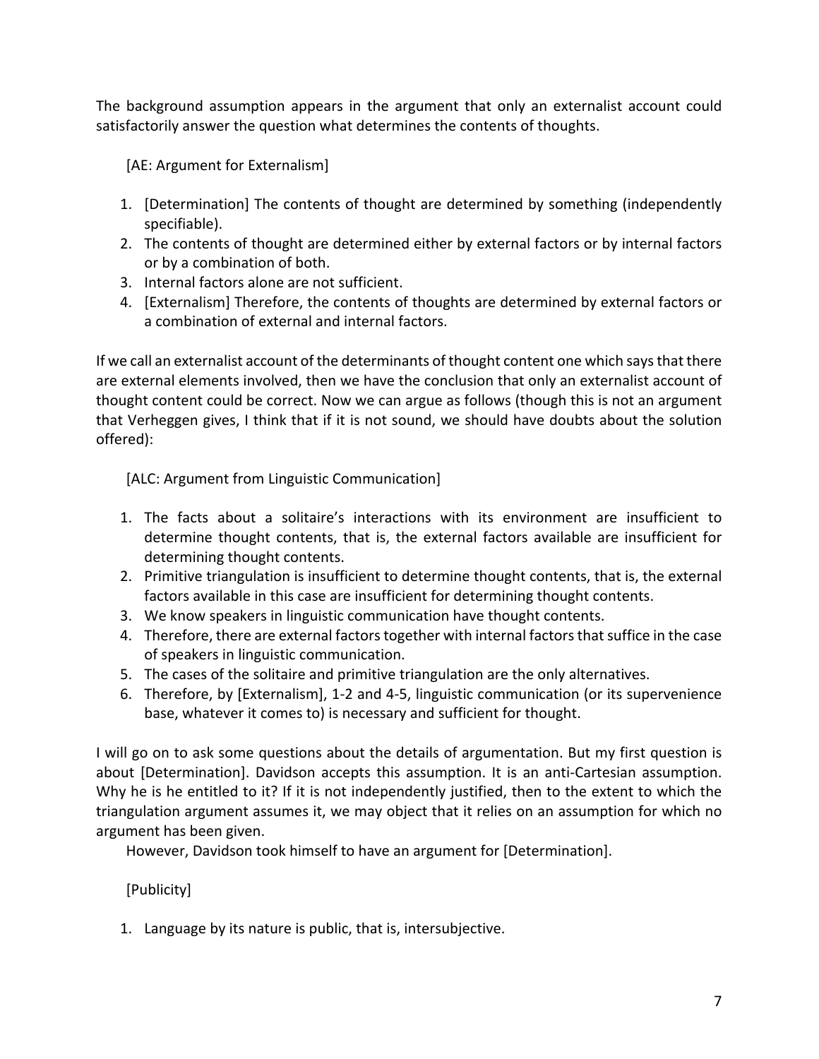The background assumption appears in the argument that only an externalist account could satisfactorily answer the question what determines the contents of thoughts.

[AE: Argument for Externalism]

1. [Determination] The contents of thought are determined by something (independently specifiable).
2. The contents of thought are determined either by external factors or by internal factors or by a combination of both.
3. Internal factors alone are not sufficient.
4. [Externalism] Therefore, the contents of thoughts are determined by external factors or a combination of external and internal factors.

If we call an externalist account of the determinants of thought content one which says that there are external elements involved, then we have the conclusion that only an externalist account of thought content could be correct. Now we can argue as follows (though this is not an argument that Verheggen gives, I think that if it is not sound, we should have doubts about the solution offered):

[ALC: Argument from Linguistic Communication]

1. The facts about a solitaire's interactions with its environment are insufficient to determine thought contents, that is, the external factors available are insufficient for determining thought contents.
2. Primitive triangulation is insufficient to determine thought contents, that is, the external factors available in this case are insufficient for determining thought contents.
3. We know speakers in linguistic communication have thought contents.
4. Therefore, there are external factors together with internal factors that suffice in the case of speakers in linguistic communication.
5. The cases of the solitaire and primitive triangulation are the only alternatives.
6. Therefore, by [Externalism], 1-2 and 4-5, linguistic communication (or its supervenience base, whatever it comes to) is necessary and sufficient for thought.

I will go on to ask some questions about the details of argumentation. But my first question is about [Determination]. Davidson accepts this assumption. It is an anti-Cartesian assumption. Why he is he entitled to it? If it is not independently justified, then to the extent to which the triangulation argument assumes it, we may object that it relies on an assumption for which no argument has been given.

However, Davidson took himself to have an argument for [Determination].

[Publicity]

1. Language by its nature is public, that is, intersubjective.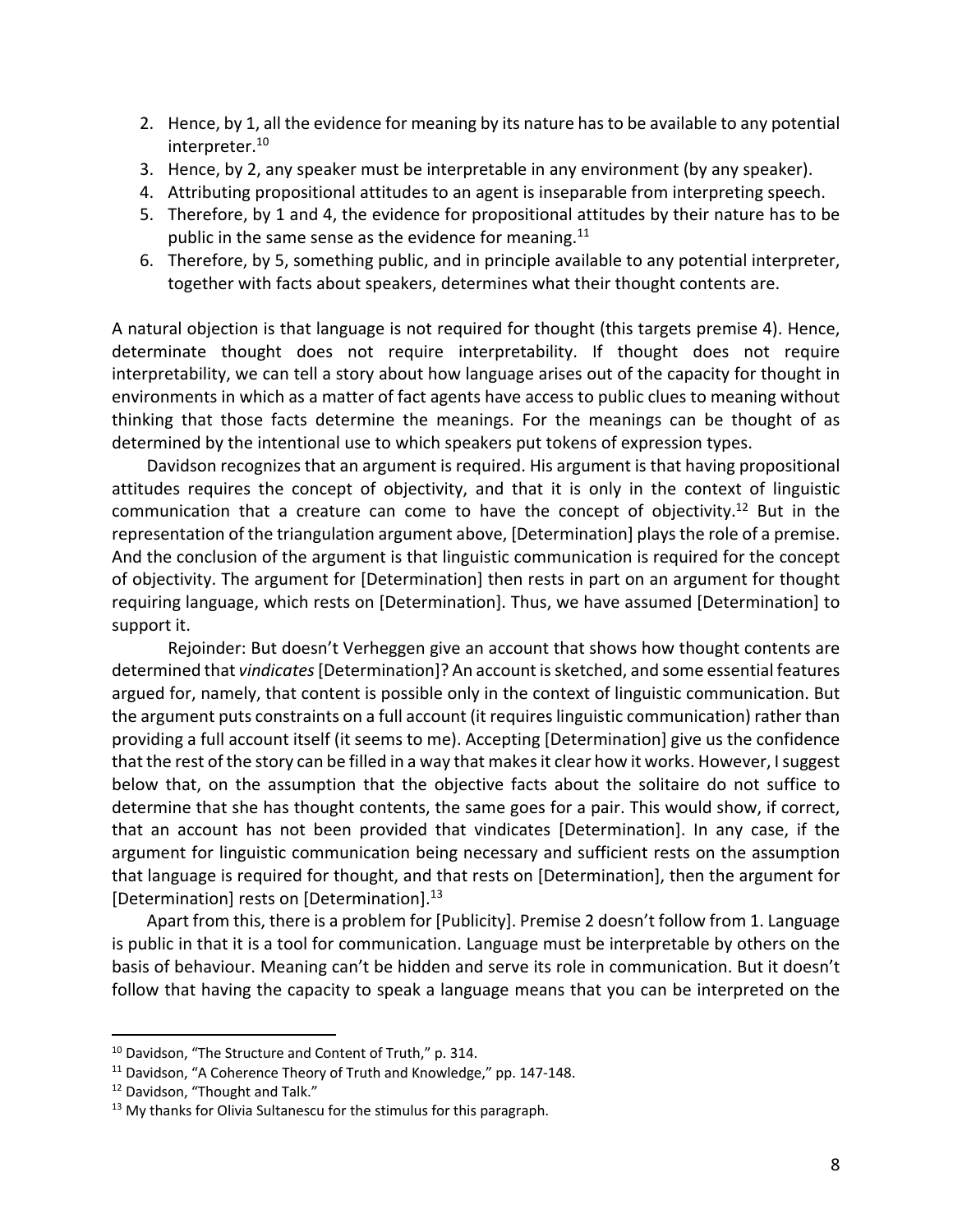2. Hence, by 1, all the evidence for meaning by its nature has to be available to any potential interpreter.[10]
3. Hence, by 2, any speaker must be interpretable in any environment (by any speaker).
4. Attributing propositional attitudes to an agent is inseparable from interpreting speech.
5. Therefore, by 1 and 4, the evidence for propositional attitudes by their nature has to be public in the same sense as the evidence for meaning.[11]
6. Therefore, by 5, something public, and in principle available to any potential interpreter, together with facts about speakers, determines what their thought contents are.

A natural objection is that language is not required for thought (this targets premise 4). Hence, determinate thought does not require interpretability. If thought does not require interpretability, we can tell a story about how language arises out of the capacity for thought in environments in which as a matter of fact agents have access to public clues to meaning without thinking that those facts determine the meanings. For the meanings can be thought of as determined by the intentional use to which speakers put tokens of expression types.

Davidson recognizes that an argument is required. His argument is that having propositional attitudes requires the concept of objectivity, and that it is only in the context of linguistic communication that a creature can come to have the concept of objectivity.[12] But in the representation of the triangulation argument above, [Determination] plays the role of a premise. And the conclusion of the argument is that linguistic communication is required for the concept of objectivity. The argument for [Determination] then rests in part on an argument for thought requiring language, which rests on [Determination]. Thus, we have assumed [Determination] to support it.

Rejoinder: But doesn't Verheggen give an account that shows how thought contents are determined that *vindicates* [Determination]? An account is sketched, and some essential features argued for, namely, that content is possible only in the context of linguistic communication. But the argument puts constraints on a full account (it requires linguistic communication) rather than providing a full account itself (it seems to me). Accepting [Determination] give us the confidence that the rest of the story can be filled in a way that makes it clear how it works. However, I suggest below that, on the assumption that the objective facts about the solitaire do not suffice to determine that she has thought contents, the same goes for a pair. This would show, if correct, that an account has not been provided that vindicates [Determination]. In any case, if the argument for linguistic communication being necessary and sufficient rests on the assumption that language is required for thought, and that rests on [Determination], then the argument for [Determination] rests on [Determination].[13]

Apart from this, there is a problem for [Publicity]. Premise 2 doesn't follow from 1. Language is public in that it is a tool for communication. Language must be interpretable by others on the basis of behaviour. Meaning can't be hidden and serve its role in communication. But it doesn't follow that having the capacity to speak a language means that you can be interpreted on the

[10] Davidson, "The Structure and Content of Truth," p. 314.

[11] Davidson, "A Coherence Theory of Truth and Knowledge," pp. 147-148.

[12] Davidson, "Thought and Talk."

[13] My thanks for Olivia Sultanescu for the stimulus for this paragraph.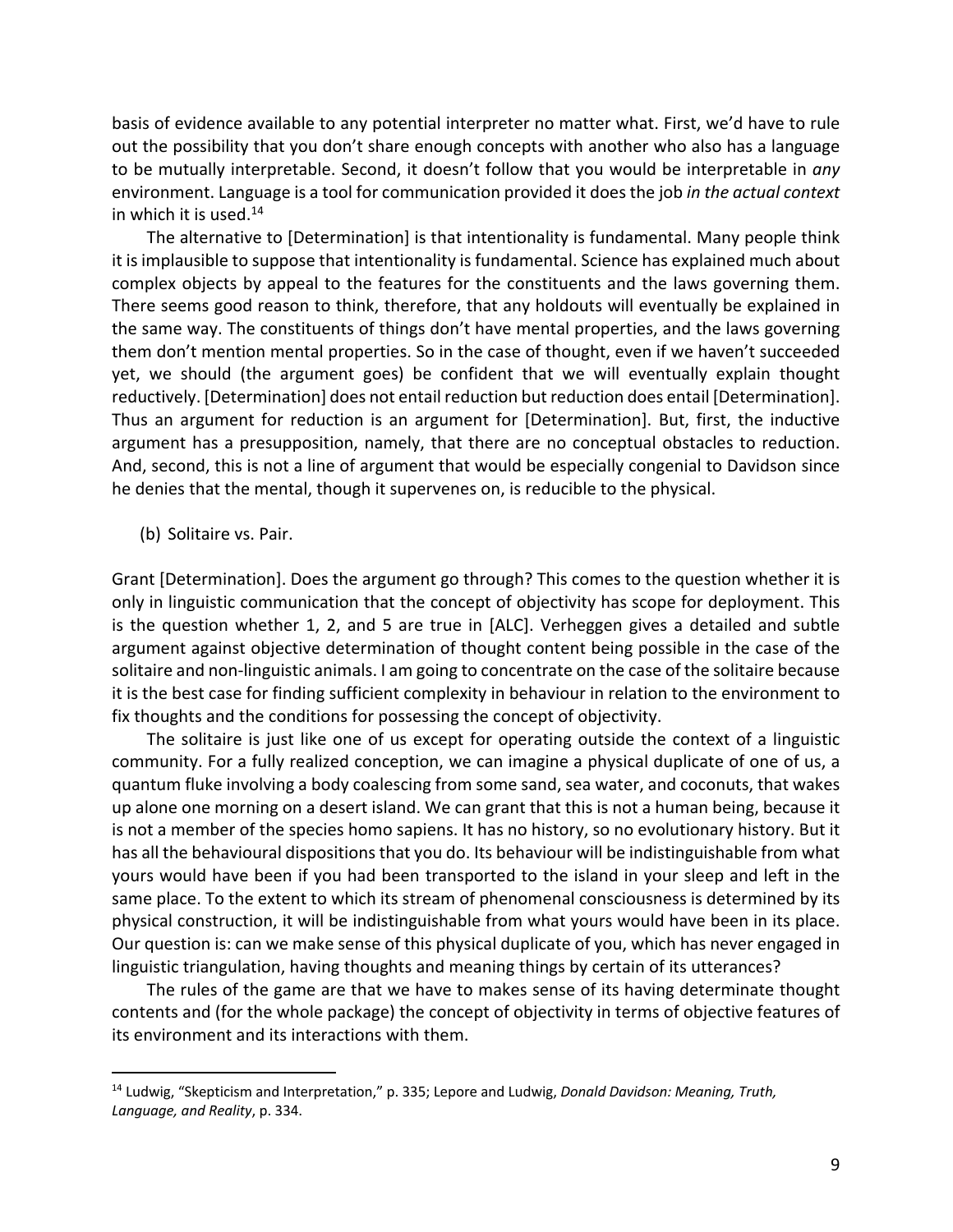basis of evidence available to any potential interpreter no matter what. First, we'd have to rule out the possibility that you don't share enough concepts with another who also has a language to be mutually interpretable. Second, it doesn't follow that you would be interpretable in *any* environment. Language is a tool for communication provided it does the job *in the actual context* in which it is used.[14]

The alternative to [Determination] is that intentionality is fundamental. Many people think it is implausible to suppose that intentionality is fundamental. Science has explained much about complex objects by appeal to the features for the constituents and the laws governing them. There seems good reason to think, therefore, that any holdouts will eventually be explained in the same way. The constituents of things don't have mental properties, and the laws governing them don't mention mental properties. So in the case of thought, even if we haven't succeeded yet, we should (the argument goes) be confident that we will eventually explain thought reductively. [Determination] does not entail reduction but reduction does entail [Determination]. Thus an argument for reduction is an argument for [Determination]. But, first, the inductive argument has a presupposition, namely, that there are no conceptual obstacles to reduction. And, second, this is not a line of argument that would be especially congenial to Davidson since he denies that the mental, though it supervenes on, is reducible to the physical.

(b) Solitaire vs. Pair.

Grant [Determination]. Does the argument go through? This comes to the question whether it is only in linguistic communication that the concept of objectivity has scope for deployment. This is the question whether 1, 2, and 5 are true in [ALC]. Verheggen gives a detailed and subtle argument against objective determination of thought content being possible in the case of the solitaire and non-linguistic animals. I am going to concentrate on the case of the solitaire because it is the best case for finding sufficient complexity in behaviour in relation to the environment to fix thoughts and the conditions for possessing the concept of objectivity.

The solitaire is just like one of us except for operating outside the context of a linguistic community. For a fully realized conception, we can imagine a physical duplicate of one of us, a quantum fluke involving a body coalescing from some sand, sea water, and coconuts, that wakes up alone one morning on a desert island. We can grant that this is not a human being, because it is not a member of the species homo sapiens. It has no history, so no evolutionary history. But it has all the behavioural dispositions that you do. Its behaviour will be indistinguishable from what yours would have been if you had been transported to the island in your sleep and left in the same place. To the extent to which its stream of phenomenal consciousness is determined by its physical construction, it will be indistinguishable from what yours would have been in its place. Our question is: can we make sense of this physical duplicate of you, which has never engaged in linguistic triangulation, having thoughts and meaning things by certain of its utterances?

The rules of the game are that we have to makes sense of its having determinate thought contents and (for the whole package) the concept of objectivity in terms of objective features of its environment and its interactions with them.

[14] Ludwig, "Skepticism and Interpretation," p. 335; Lepore and Ludwig, *Donald Davidson: Meaning, Truth, Language, and Reality*, p. 334.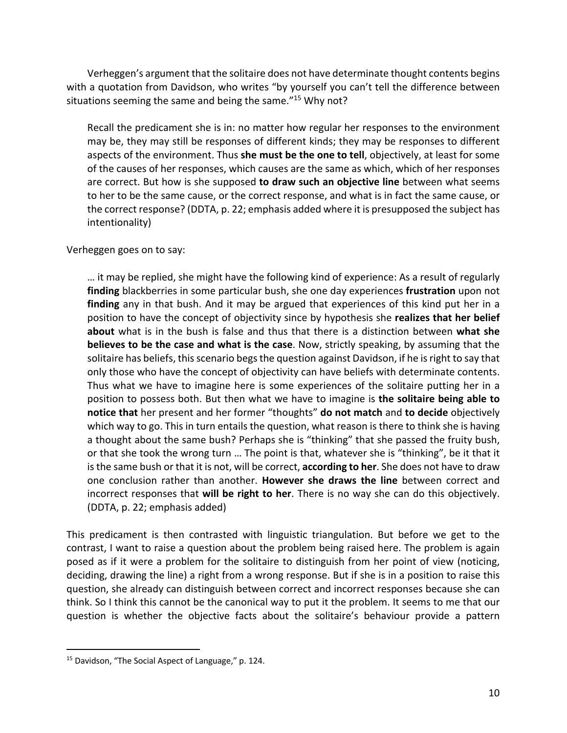Verheggen's argument that the solitaire does not have determinate thought contents begins with a quotation from Davidson, who writes "by yourself you can't tell the difference between situations seeming the same and being the same."[15] Why not?

> Recall the predicament she is in: no matter how regular her responses to the environment may be, they may still be responses of different kinds; they may be responses to different aspects of the environment. Thus **she must be the one to tell**, objectively, at least for some of the causes of her responses, which causes are the same as which, which of her responses are correct. But how is she supposed **to draw such an objective line** between what seems to her to be the same cause, or the correct response, and what is in fact the same cause, or the correct response? (DDTA, p. 22; emphasis added where it is presupposed the subject has intentionality)

Verheggen goes on to say:

> … it may be replied, she might have the following kind of experience: As a result of regularly **finding** blackberries in some particular bush, she one day experiences **frustration** upon not **finding** any in that bush. And it may be argued that experiences of this kind put her in a position to have the concept of objectivity since by hypothesis she **realizes that her belief about** what is in the bush is false and thus that there is a distinction between **what she believes to be the case and what is the case**. Now, strictly speaking, by assuming that the solitaire has beliefs, this scenario begs the question against Davidson, if he is right to say that only those who have the concept of objectivity can have beliefs with determinate contents. Thus what we have to imagine here is some experiences of the solitaire putting her in a position to possess both. But then what we have to imagine is **the solitaire being able to notice that** her present and her former "thoughts" **do not match** and **to decide** objectively which way to go. This in turn entails the question, what reason is there to think she is having a thought about the same bush? Perhaps she is "thinking" that she passed the fruity bush, or that she took the wrong turn … The point is that, whatever she is "thinking", be it that it is the same bush or that it is not, will be correct, **according to her**. She does not have to draw one conclusion rather than another. **However she draws the line** between correct and incorrect responses that **will be right to her**. There is no way she can do this objectively. (DDTA, p. 22; emphasis added)

This predicament is then contrasted with linguistic triangulation. But before we get to the contrast, I want to raise a question about the problem being raised here. The problem is again posed as if it were a problem for the solitaire to distinguish from her point of view (noticing, deciding, drawing the line) a right from a wrong response. But if she is in a position to raise this question, she already can distinguish between correct and incorrect responses because she can think. So I think this cannot be the canonical way to put it the problem. It seems to me that our question is whether the objective facts about the solitaire's behaviour provide a pattern

[15] Davidson, "The Social Aspect of Language," p. 124.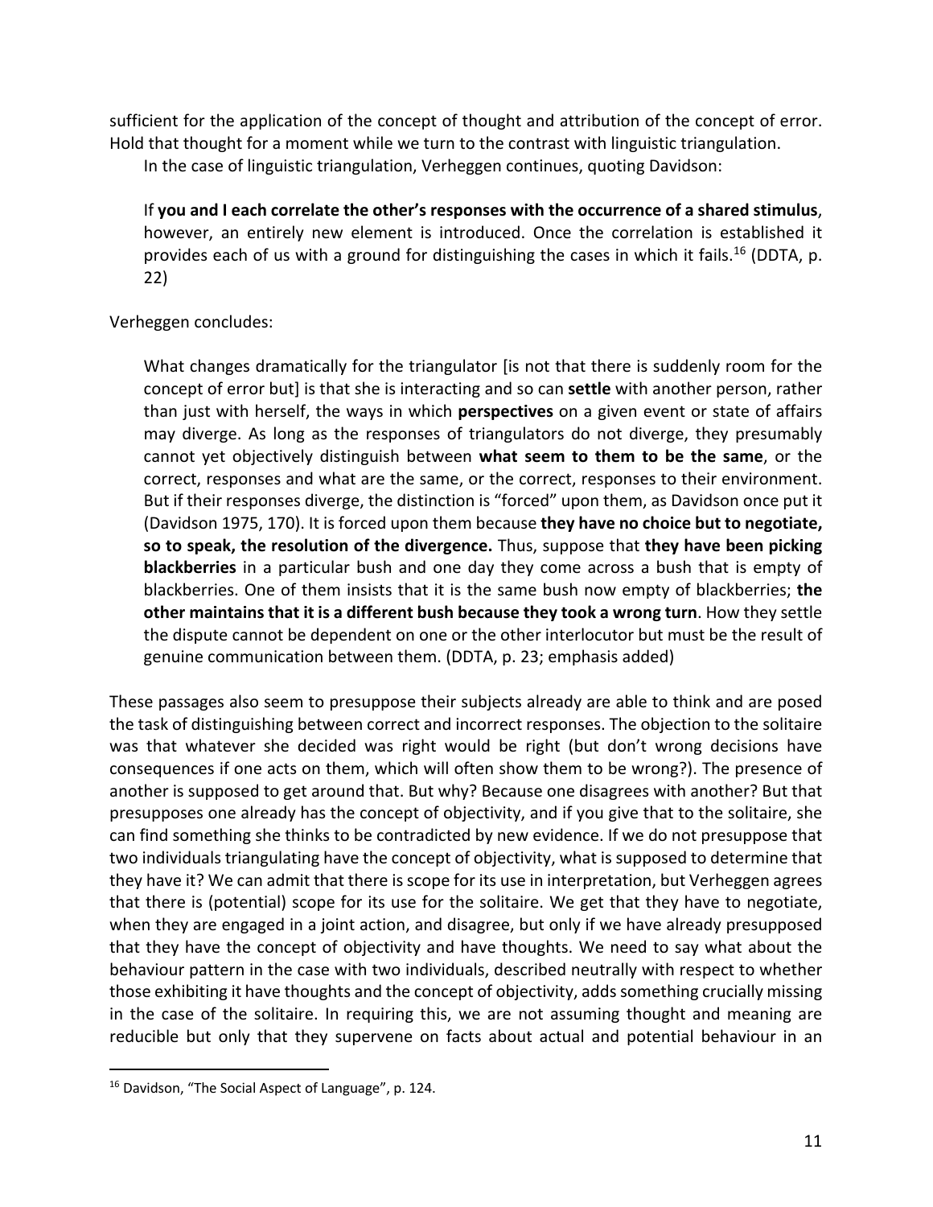sufficient for the application of the concept of thought and attribution of the concept of error. Hold that thought for a moment while we turn to the contrast with linguistic triangulation.

In the case of linguistic triangulation, Verheggen continues, quoting Davidson:

> If **you and I each correlate the other's responses with the occurrence of a shared stimulus**, however, an entirely new element is introduced. Once the correlation is established it provides each of us with a ground for distinguishing the cases in which it fails.[16] (DDTA, p. 22)

Verheggen concludes:

> What changes dramatically for the triangulator [is not that there is suddenly room for the concept of error but] is that she is interacting and so can **settle** with another person, rather than just with herself, the ways in which **perspectives** on a given event or state of affairs may diverge. As long as the responses of triangulators do not diverge, they presumably cannot yet objectively distinguish between **what seem to them to be the same**, or the correct, responses and what are the same, or the correct, responses to their environment. But if their responses diverge, the distinction is "forced" upon them, as Davidson once put it (Davidson 1975, 170). It is forced upon them because **they have no choice but to negotiate, so to speak, the resolution of the divergence.** Thus, suppose that **they have been picking blackberries** in a particular bush and one day they come across a bush that is empty of blackberries. One of them insists that it is the same bush now empty of blackberries; **the other maintains that it is a different bush because they took a wrong turn**. How they settle the dispute cannot be dependent on one or the other interlocutor but must be the result of genuine communication between them. (DDTA, p. 23; emphasis added)

These passages also seem to presuppose their subjects already are able to think and are posed the task of distinguishing between correct and incorrect responses. The objection to the solitaire was that whatever she decided was right would be right (but don't wrong decisions have consequences if one acts on them, which will often show them to be wrong?). The presence of another is supposed to get around that. But why? Because one disagrees with another? But that presupposes one already has the concept of objectivity, and if you give that to the solitaire, she can find something she thinks to be contradicted by new evidence. If we do not presuppose that two individuals triangulating have the concept of objectivity, what is supposed to determine that they have it? We can admit that there is scope for its use in interpretation, but Verheggen agrees that there is (potential) scope for its use for the solitaire. We get that they have to negotiate, when they are engaged in a joint action, and disagree, but only if we have already presupposed that they have the concept of objectivity and have thoughts. We need to say what about the behaviour pattern in the case with two individuals, described neutrally with respect to whether those exhibiting it have thoughts and the concept of objectivity, adds something crucially missing in the case of the solitaire. In requiring this, we are not assuming thought and meaning are reducible but only that they supervene on facts about actual and potential behaviour in an

[16] Davidson, "The Social Aspect of Language", p. 124.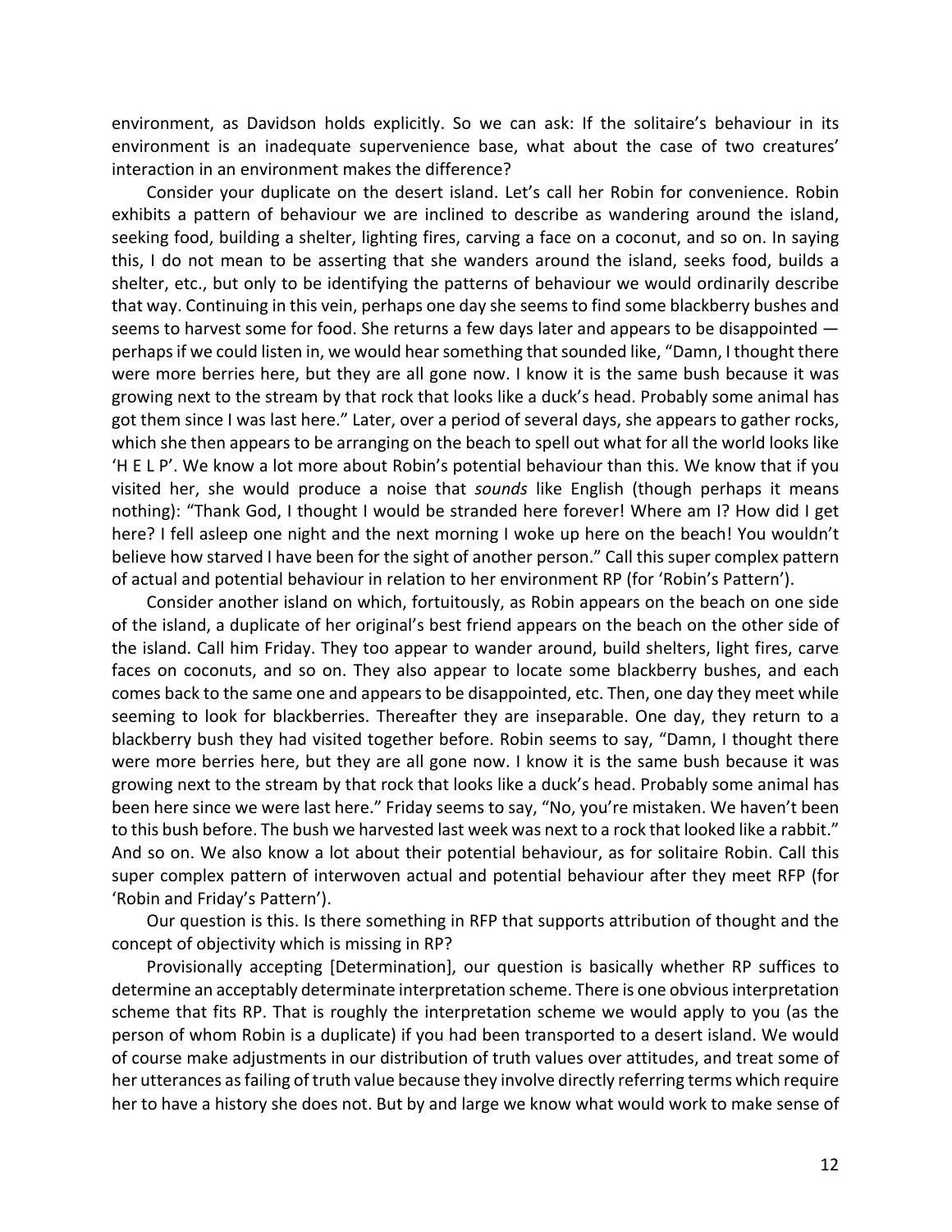environment, as Davidson holds explicitly. So we can ask: If the solitaire's behaviour in its environment is an inadequate supervenience base, what about the case of two creatures' interaction in an environment makes the difference?

Consider your duplicate on the desert island. Let's call her Robin for convenience. Robin exhibits a pattern of behaviour we are inclined to describe as wandering around the island, seeking food, building a shelter, lighting fires, carving a face on a coconut, and so on. In saying this, I do not mean to be asserting that she wanders around the island, seeks food, builds a shelter, etc., but only to be identifying the patterns of behaviour we would ordinarily describe that way. Continuing in this vein, perhaps one day she seems to find some blackberry bushes and seems to harvest some for food. She returns a few days later and appears to be disappointed — perhaps if we could listen in, we would hear something that sounded like, "Damn, I thought there were more berries here, but they are all gone now. I know it is the same bush because it was growing next to the stream by that rock that looks like a duck's head. Probably some animal has got them since I was last here." Later, over a period of several days, she appears to gather rocks, which she then appears to be arranging on the beach to spell out what for all the world looks like 'H E L P'. We know a lot more about Robin's potential behaviour than this. We know that if you visited her, she would produce a noise that *sounds* like English (though perhaps it means nothing): "Thank God, I thought I would be stranded here forever! Where am I? How did I get here? I fell asleep one night and the next morning I woke up here on the beach! You wouldn't believe how starved I have been for the sight of another person." Call this super complex pattern of actual and potential behaviour in relation to her environment RP (for 'Robin's Pattern').

Consider another island on which, fortuitously, as Robin appears on the beach on one side of the island, a duplicate of her original's best friend appears on the beach on the other side of the island. Call him Friday. They too appear to wander around, build shelters, light fires, carve faces on coconuts, and so on. They also appear to locate some blackberry bushes, and each comes back to the same one and appears to be disappointed, etc. Then, one day they meet while seeming to look for blackberries. Thereafter they are inseparable. One day, they return to a blackberry bush they had visited together before. Robin seems to say, "Damn, I thought there were more berries here, but they are all gone now. I know it is the same bush because it was growing next to the stream by that rock that looks like a duck's head. Probably some animal has been here since we were last here." Friday seems to say, "No, you're mistaken. We haven't been to this bush before. The bush we harvested last week was next to a rock that looked like a rabbit." And so on. We also know a lot about their potential behaviour, as for solitaire Robin. Call this super complex pattern of interwoven actual and potential behaviour after they meet RFP (for 'Robin and Friday's Pattern').

Our question is this. Is there something in RFP that supports attribution of thought and the concept of objectivity which is missing in RP?

Provisionally accepting [Determination], our question is basically whether RP suffices to determine an acceptably determinate interpretation scheme. There is one obvious interpretation scheme that fits RP. That is roughly the interpretation scheme we would apply to you (as the person of whom Robin is a duplicate) if you had been transported to a desert island. We would of course make adjustments in our distribution of truth values over attitudes, and treat some of her utterances as failing of truth value because they involve directly referring terms which require her to have a history she does not. But by and large we know what would work to make sense of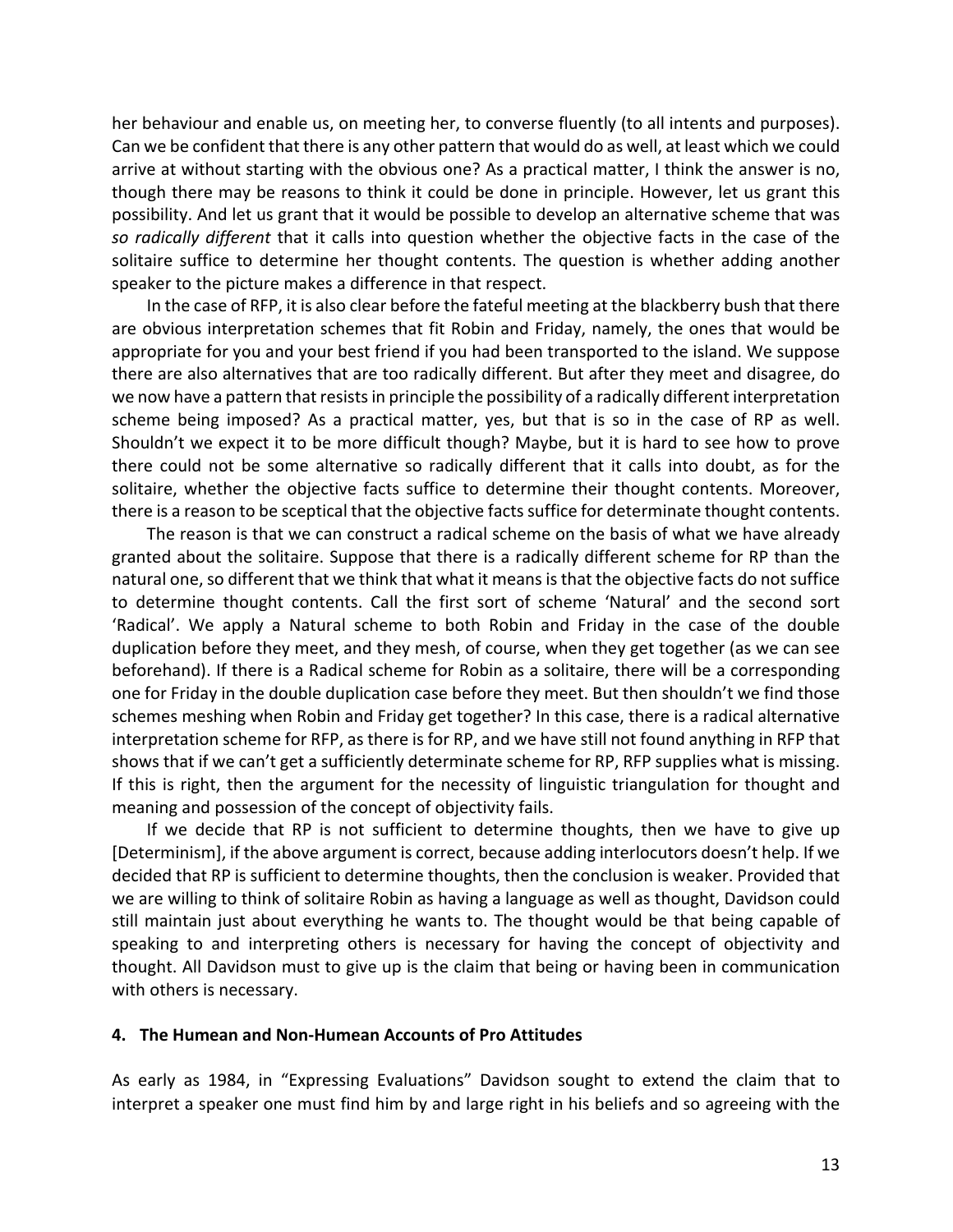her behaviour and enable us, on meeting her, to converse fluently (to all intents and purposes). Can we be confident that there is any other pattern that would do as well, at least which we could arrive at without starting with the obvious one? As a practical matter, I think the answer is no, though there may be reasons to think it could be done in principle. However, let us grant this possibility. And let us grant that it would be possible to develop an alternative scheme that was *so radically different* that it calls into question whether the objective facts in the case of the solitaire suffice to determine her thought contents. The question is whether adding another speaker to the picture makes a difference in that respect.

In the case of RFP, it is also clear before the fateful meeting at the blackberry bush that there are obvious interpretation schemes that fit Robin and Friday, namely, the ones that would be appropriate for you and your best friend if you had been transported to the island. We suppose there are also alternatives that are too radically different. But after they meet and disagree, do we now have a pattern that resists in principle the possibility of a radically different interpretation scheme being imposed? As a practical matter, yes, but that is so in the case of RP as well. Shouldn't we expect it to be more difficult though? Maybe, but it is hard to see how to prove there could not be some alternative so radically different that it calls into doubt, as for the solitaire, whether the objective facts suffice to determine their thought contents. Moreover, there is a reason to be sceptical that the objective facts suffice for determinate thought contents.

The reason is that we can construct a radical scheme on the basis of what we have already granted about the solitaire. Suppose that there is a radically different scheme for RP than the natural one, so different that we think that what it means is that the objective facts do not suffice to determine thought contents. Call the first sort of scheme 'Natural' and the second sort 'Radical'. We apply a Natural scheme to both Robin and Friday in the case of the double duplication before they meet, and they mesh, of course, when they get together (as we can see beforehand). If there is a Radical scheme for Robin as a solitaire, there will be a corresponding one for Friday in the double duplication case before they meet. But then shouldn't we find those schemes meshing when Robin and Friday get together? In this case, there is a radical alternative interpretation scheme for RFP, as there is for RP, and we have still not found anything in RFP that shows that if we can't get a sufficiently determinate scheme for RP, RFP supplies what is missing. If this is right, then the argument for the necessity of linguistic triangulation for thought and meaning and possession of the concept of objectivity fails.

If we decide that RP is not sufficient to determine thoughts, then we have to give up [Determinism], if the above argument is correct, because adding interlocutors doesn't help. If we decided that RP is sufficient to determine thoughts, then the conclusion is weaker. Provided that we are willing to think of solitaire Robin as having a language as well as thought, Davidson could still maintain just about everything he wants to. The thought would be that being capable of speaking to and interpreting others is necessary for having the concept of objectivity and thought. All Davidson must to give up is the claim that being or having been in communication with others is necessary.

## 4. The Humean and Non-Humean Accounts of Pro Attitudes

As early as 1984, in "Expressing Evaluations" Davidson sought to extend the claim that to interpret a speaker one must find him by and large right in his beliefs and so agreeing with the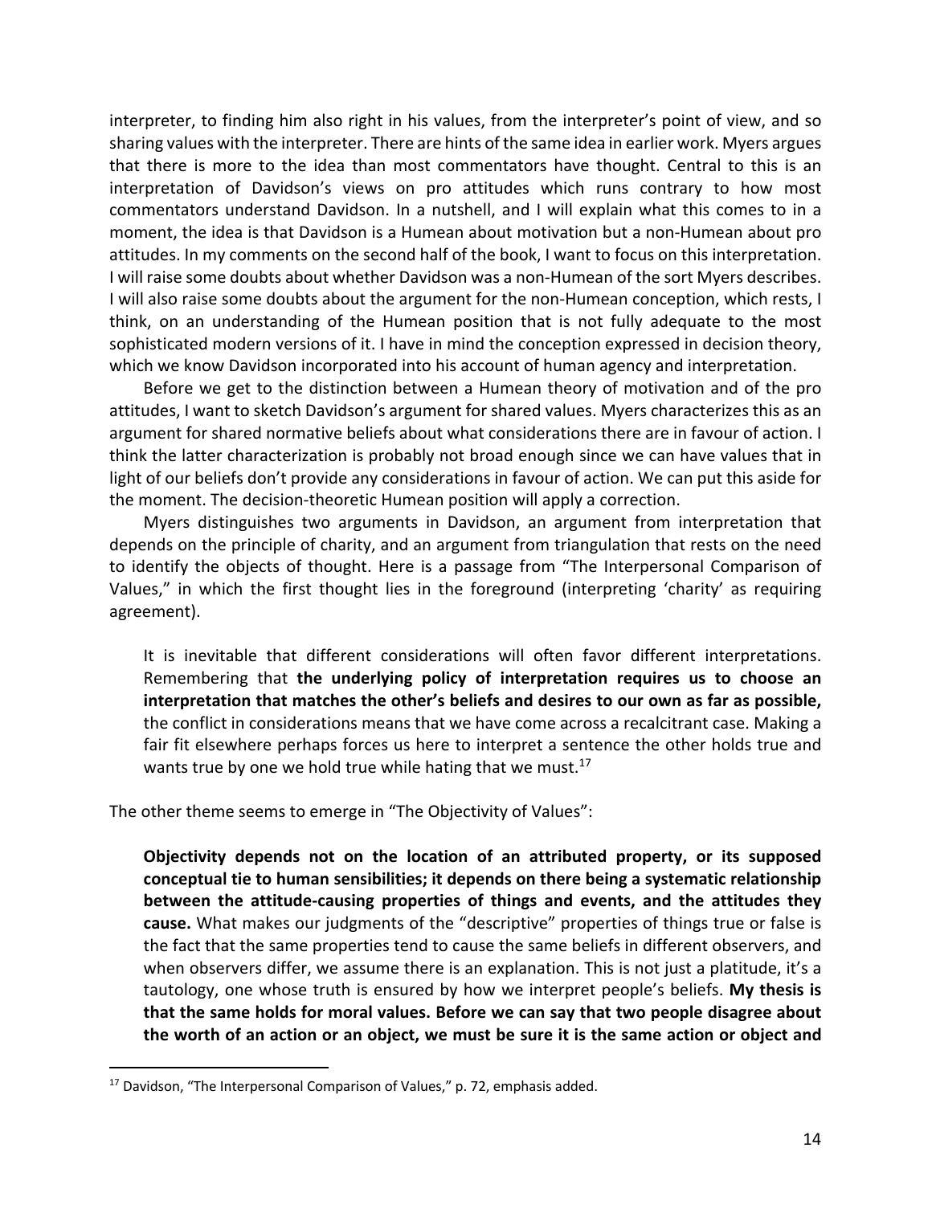interpreter, to finding him also right in his values, from the interpreter's point of view, and so sharing values with the interpreter. There are hints of the same idea in earlier work. Myers argues that there is more to the idea than most commentators have thought. Central to this is an interpretation of Davidson's views on pro attitudes which runs contrary to how most commentators understand Davidson. In a nutshell, and I will explain what this comes to in a moment, the idea is that Davidson is a Humean about motivation but a non-Humean about pro attitudes. In my comments on the second half of the book, I want to focus on this interpretation. I will raise some doubts about whether Davidson was a non-Humean of the sort Myers describes. I will also raise some doubts about the argument for the non-Humean conception, which rests, I think, on an understanding of the Humean position that is not fully adequate to the most sophisticated modern versions of it. I have in mind the conception expressed in decision theory, which we know Davidson incorporated into his account of human agency and interpretation.

Before we get to the distinction between a Humean theory of motivation and of the pro attitudes, I want to sketch Davidson's argument for shared values. Myers characterizes this as an argument for shared normative beliefs about what considerations there are in favour of action. I think the latter characterization is probably not broad enough since we can have values that in light of our beliefs don't provide any considerations in favour of action. We can put this aside for the moment. The decision-theoretic Humean position will apply a correction.

Myers distinguishes two arguments in Davidson, an argument from interpretation that depends on the principle of charity, and an argument from triangulation that rests on the need to identify the objects of thought. Here is a passage from "The Interpersonal Comparison of Values," in which the first thought lies in the foreground (interpreting 'charity' as requiring agreement).

> It is inevitable that different considerations will often favor different interpretations. Remembering that **the underlying policy of interpretation requires us to choose an interpretation that matches the other's beliefs and desires to our own as far as possible,** the conflict in considerations means that we have come across a recalcitrant case. Making a fair fit elsewhere perhaps forces us here to interpret a sentence the other holds true and wants true by one we hold true while hating that we must.[17]

The other theme seems to emerge in "The Objectivity of Values":

> **Objectivity depends not on the location of an attributed property, or its supposed conceptual tie to human sensibilities; it depends on there being a systematic relationship between the attitude-causing properties of things and events, and the attitudes they cause.** What makes our judgments of the "descriptive" properties of things true or false is the fact that the same properties tend to cause the same beliefs in different observers, and when observers differ, we assume there is an explanation. This is not just a platitude, it's a tautology, one whose truth is ensured by how we interpret people's beliefs. **My thesis is that the same holds for moral values. Before we can say that two people disagree about the worth of an action or an object, we must be sure it is the same action or object and**

[17] Davidson, "The Interpersonal Comparison of Values," p. 72, emphasis added.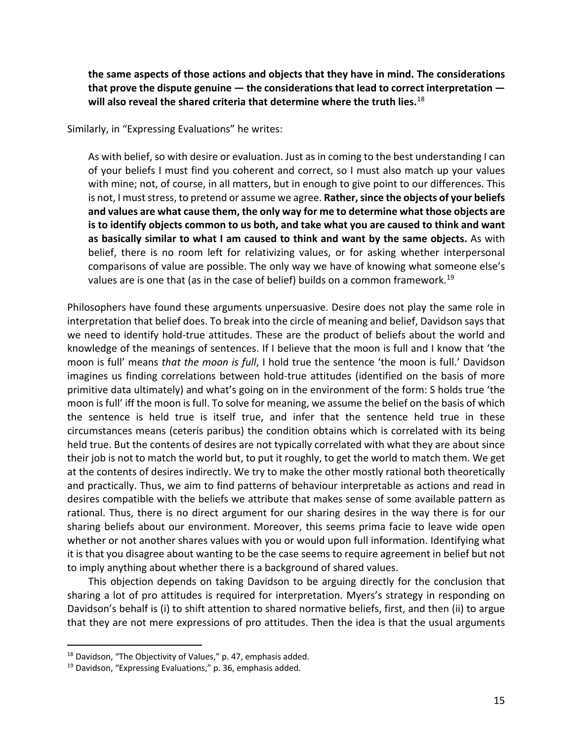> **the same aspects of those actions and objects that they have in mind. The considerations that prove the dispute genuine — the considerations that lead to correct interpretation — will also reveal the shared criteria that determine where the truth lies.**[18]

Similarly, in "Expressing Evaluations" he writes:

> As with belief, so with desire or evaluation. Just as in coming to the best understanding I can of your beliefs I must find you coherent and correct, so I must also match up your values with mine; not, of course, in all matters, but in enough to give point to our differences. This is not, I must stress, to pretend or assume we agree. **Rather, since the objects of your beliefs and values are what cause them, the only way for me to determine what those objects are is to identify objects common to us both, and take what you are caused to think and want as basically similar to what I am caused to think and want by the same objects.** As with belief, there is no room left for relativizing values, or for asking whether interpersonal comparisons of value are possible. The only way we have of knowing what someone else's values are is one that (as in the case of belief) builds on a common framework.[19]

Philosophers have found these arguments unpersuasive. Desire does not play the same role in interpretation that belief does. To break into the circle of meaning and belief, Davidson says that we need to identify hold-true attitudes. These are the product of beliefs about the world and knowledge of the meanings of sentences. If I believe that the moon is full and I know that 'the moon is full' means *that the moon is full*, I hold true the sentence 'the moon is full.' Davidson imagines us finding correlations between hold-true attitudes (identified on the basis of more primitive data ultimately) and what's going on in the environment of the form: S holds true 'the moon is full' iff the moon is full. To solve for meaning, we assume the belief on the basis of which the sentence is held true is itself true, and infer that the sentence held true in these circumstances means (ceteris paribus) the condition obtains which is correlated with its being held true. But the contents of desires are not typically correlated with what they are about since their job is not to match the world but, to put it roughly, to get the world to match them. We get at the contents of desires indirectly. We try to make the other mostly rational both theoretically and practically. Thus, we aim to find patterns of behaviour interpretable as actions and read in desires compatible with the beliefs we attribute that makes sense of some available pattern as rational. Thus, there is no direct argument for our sharing desires in the way there is for our sharing beliefs about our environment. Moreover, this seems prima facie to leave wide open whether or not another shares values with you or would upon full information. Identifying what it is that you disagree about wanting to be the case seems to require agreement in belief but not to imply anything about whether there is a background of shared values.

This objection depends on taking Davidson to be arguing directly for the conclusion that sharing a lot of pro attitudes is required for interpretation. Myers's strategy in responding on Davidson's behalf is (i) to shift attention to shared normative beliefs, first, and then (ii) to argue that they are not mere expressions of pro attitudes. Then the idea is that the usual arguments

[18] Davidson, "The Objectivity of Values," p. 47, emphasis added.

[19] Davidson, "Expressing Evaluations," p. 36, emphasis added.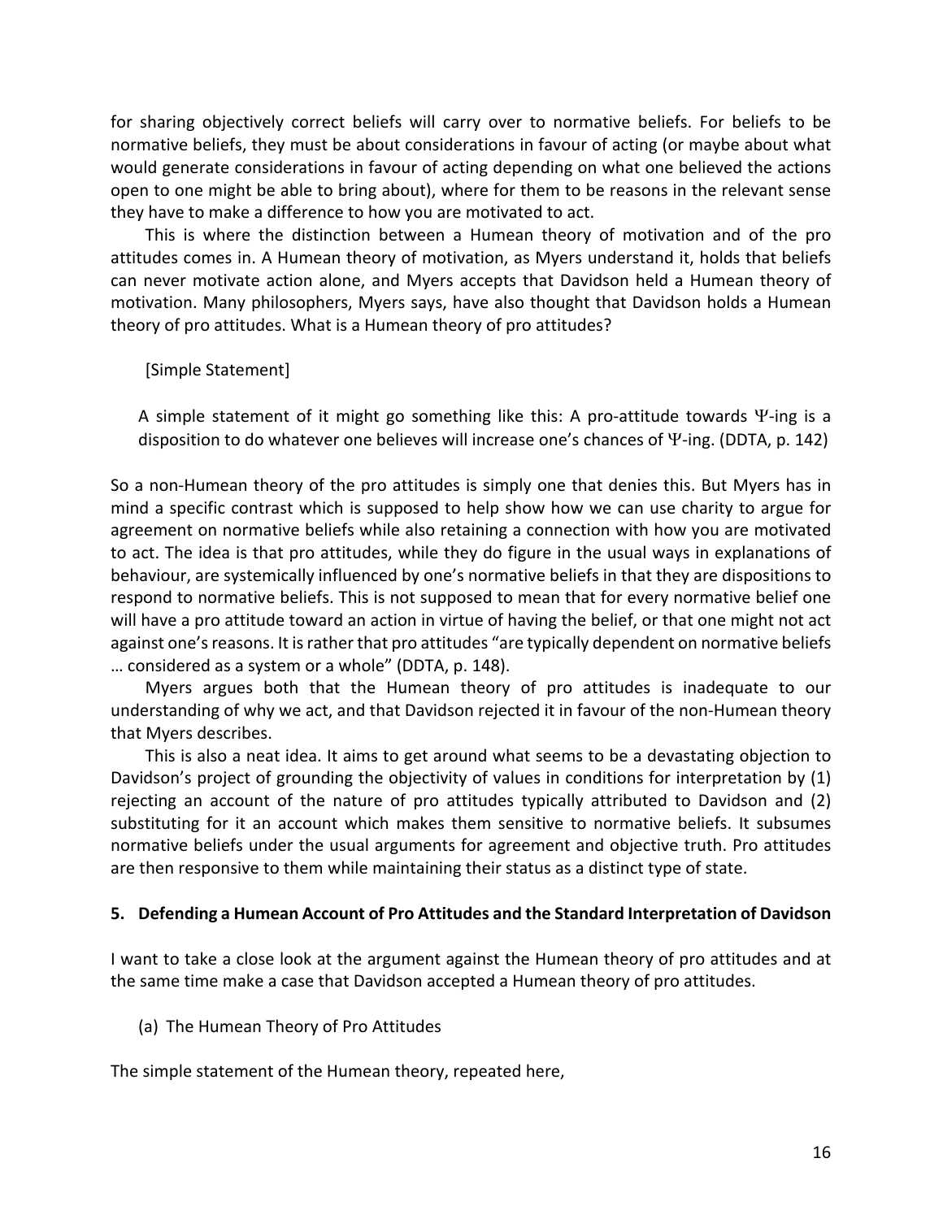for sharing objectively correct beliefs will carry over to normative beliefs. For beliefs to be normative beliefs, they must be about considerations in favour of acting (or maybe about what would generate considerations in favour of acting depending on what one believed the actions open to one might be able to bring about), where for them to be reasons in the relevant sense they have to make a difference to how you are motivated to act.

This is where the distinction between a Humean theory of motivation and of the pro attitudes comes in. A Humean theory of motivation, as Myers understand it, holds that beliefs can never motivate action alone, and Myers accepts that Davidson held a Humean theory of motivation. Many philosophers, Myers says, have also thought that Davidson holds a Humean theory of pro attitudes. What is a Humean theory of pro attitudes?

[Simple Statement]

> A simple statement of it might go something like this: A pro-attitude towards $\Psi$-ing is a disposition to do whatever one believes will increase one's chances of $\Psi$-ing. (DDTA, p. 142)

So a non-Humean theory of the pro attitudes is simply one that denies this. But Myers has in mind a specific contrast which is supposed to help show how we can use charity to argue for agreement on normative beliefs while also retaining a connection with how you are motivated to act. The idea is that pro attitudes, while they do figure in the usual ways in explanations of behaviour, are systemically influenced by one's normative beliefs in that they are dispositions to respond to normative beliefs. This is not supposed to mean that for every normative belief one will have a pro attitude toward an action in virtue of having the belief, or that one might not act against one's reasons. It is rather that pro attitudes "are typically dependent on normative beliefs … considered as a system or a whole" (DDTA, p. 148).

Myers argues both that the Humean theory of pro attitudes is inadequate to our understanding of why we act, and that Davidson rejected it in favour of the non-Humean theory that Myers describes.

This is also a neat idea. It aims to get around what seems to be a devastating objection to Davidson's project of grounding the objectivity of values in conditions for interpretation by (1) rejecting an account of the nature of pro attitudes typically attributed to Davidson and (2) substituting for it an account which makes them sensitive to normative beliefs. It subsumes normative beliefs under the usual arguments for agreement and objective truth. Pro attitudes are then responsive to them while maintaining their status as a distinct type of state.

## 5. Defending a Humean Account of Pro Attitudes and the Standard Interpretation of Davidson

I want to take a close look at the argument against the Humean theory of pro attitudes and at the same time make a case that Davidson accepted a Humean theory of pro attitudes.

### (a) The Humean Theory of Pro Attitudes

The simple statement of the Humean theory, repeated here,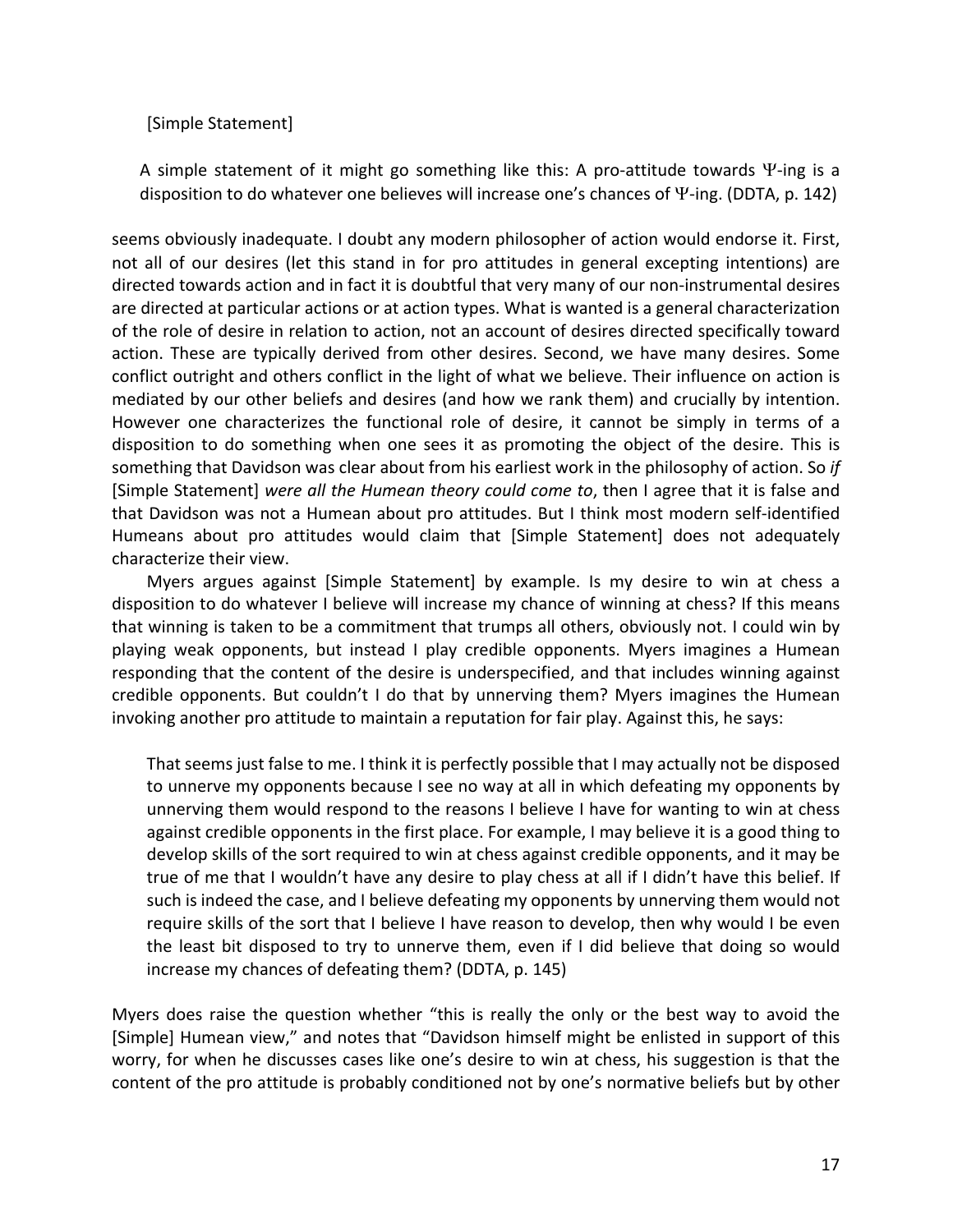[Simple Statement]

> A simple statement of it might go something like this: A pro-attitude towards Ψ-ing is a disposition to do whatever one believes will increase one's chances of Ψ-ing. (DDTA, p. 142)

seems obviously inadequate. I doubt any modern philosopher of action would endorse it. First, not all of our desires (let this stand in for pro attitudes in general excepting intentions) are directed towards action and in fact it is doubtful that very many of our non-instrumental desires are directed at particular actions or at action types. What is wanted is a general characterization of the role of desire in relation to action, not an account of desires directed specifically toward action. These are typically derived from other desires. Second, we have many desires. Some conflict outright and others conflict in the light of what we believe. Their influence on action is mediated by our other beliefs and desires (and how we rank them) and crucially by intention. However one characterizes the functional role of desire, it cannot be simply in terms of a disposition to do something when one sees it as promoting the object of the desire. This is something that Davidson was clear about from his earliest work in the philosophy of action. So *if* [Simple Statement] *were all the Humean theory could come to*, then I agree that it is false and that Davidson was not a Humean about pro attitudes. But I think most modern self-identified Humeans about pro attitudes would claim that [Simple Statement] does not adequately characterize their view.

Myers argues against [Simple Statement] by example. Is my desire to win at chess a disposition to do whatever I believe will increase my chance of winning at chess? If this means that winning is taken to be a commitment that trumps all others, obviously not. I could win by playing weak opponents, but instead I play credible opponents. Myers imagines a Humean responding that the content of the desire is underspecified, and that includes winning against credible opponents. But couldn't I do that by unnerving them? Myers imagines the Humean invoking another pro attitude to maintain a reputation for fair play. Against this, he says:

> That seems just false to me. I think it is perfectly possible that I may actually not be disposed to unnerve my opponents because I see no way at all in which defeating my opponents by unnerving them would respond to the reasons I believe I have for wanting to win at chess against credible opponents in the first place. For example, I may believe it is a good thing to develop skills of the sort required to win at chess against credible opponents, and it may be true of me that I wouldn't have any desire to play chess at all if I didn't have this belief. If such is indeed the case, and I believe defeating my opponents by unnerving them would not require skills of the sort that I believe I have reason to develop, then why would I be even the least bit disposed to try to unnerve them, even if I did believe that doing so would increase my chances of defeating them? (DDTA, p. 145)

Myers does raise the question whether "this is really the only or the best way to avoid the [Simple] Humean view," and notes that "Davidson himself might be enlisted in support of this worry, for when he discusses cases like one's desire to win at chess, his suggestion is that the content of the pro attitude is probably conditioned not by one's normative beliefs but by other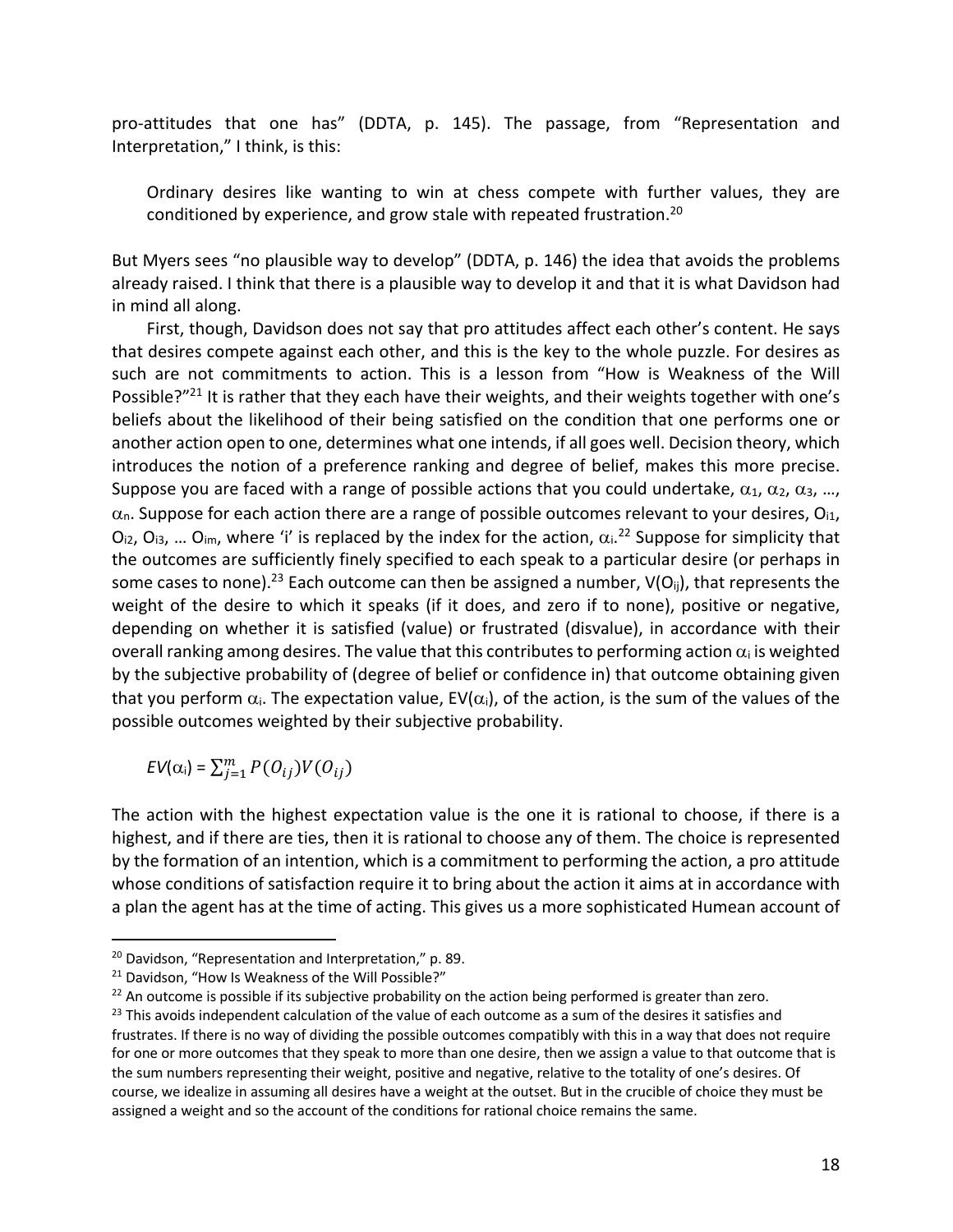pro-attitudes that one has" (DDTA, p. 145). The passage, from "Representation and Interpretation," I think, is this:

> Ordinary desires like wanting to win at chess compete with further values, they are conditioned by experience, and grow stale with repeated frustration.[20]

But Myers sees "no plausible way to develop" (DDTA, p. 146) the idea that avoids the problems already raised. I think that there is a plausible way to develop it and that it is what Davidson had in mind all along.

First, though, Davidson does not say that pro attitudes affect each other's content. He says that desires compete against each other, and this is the key to the whole puzzle. For desires as such are not commitments to action. This is a lesson from "How is Weakness of the Will Possible?"[21] It is rather that they each have their weights, and their weights together with one's beliefs about the likelihood of their being satisfied on the condition that one performs one or another action open to one, determines what one intends, if all goes well. Decision theory, which introduces the notion of a preference ranking and degree of belief, makes this more precise. Suppose you are faced with a range of possible actions that you could undertake, $\alpha_1$, $\alpha_2$, $\alpha_3$, …, $\alpha_n$. Suppose for each action there are a range of possible outcomes relevant to your desires, $O_{i1}$, $O_{i2}$, $O_{i3}$, … $O_{im}$, where 'i' is replaced by the index for the action, $\alpha_i$.[22] Suppose for simplicity that the outcomes are sufficiently finely specified to each speak to a particular desire (or perhaps in some cases to none).[23] Each outcome can then be assigned a number, $V(O_{ij})$, that represents the weight of the desire to which it speaks (if it does, and zero if to none), positive or negative, depending on whether it is satisfied (value) or frustrated (disvalue), in accordance with their overall ranking among desires. The value that this contributes to performing action $\alpha_i$ is weighted by the subjective probability of (degree of belief or confidence in) that outcome obtaining given that you perform $\alpha_i$. The expectation value, $EV(\alpha_i)$, of the action, is the sum of the values of the possible outcomes weighted by their subjective probability.

$$EV(\alpha_i) = \sum_{j=1}^{m} P(O_{ij})V(O_{ij})$$

The action with the highest expectation value is the one it is rational to choose, if there is a highest, and if there are ties, then it is rational to choose any of them. The choice is represented by the formation of an intention, which is a commitment to performing the action, a pro attitude whose conditions of satisfaction require it to bring about the action it aims at in accordance with a plan the agent has at the time of acting. This gives us a more sophisticated Humean account of

---

[20] Davidson, "Representation and Interpretation," p. 89.

[21] Davidson, "How Is Weakness of the Will Possible?"

[22] An outcome is possible if its subjective probability on the action being performed is greater than zero.

[23] This avoids independent calculation of the value of each outcome as a sum of the desires it satisfies and frustrates. If there is no way of dividing the possible outcomes compatibly with this in a way that does not require for one or more outcomes that they speak to more than one desire, then we assign a value to that outcome that is the sum numbers representing their weight, positive and negative, relative to the totality of one's desires. Of course, we idealize in assuming all desires have a weight at the outset. But in the crucible of choice they must be assigned a weight and so the account of the conditions for rational choice remains the same.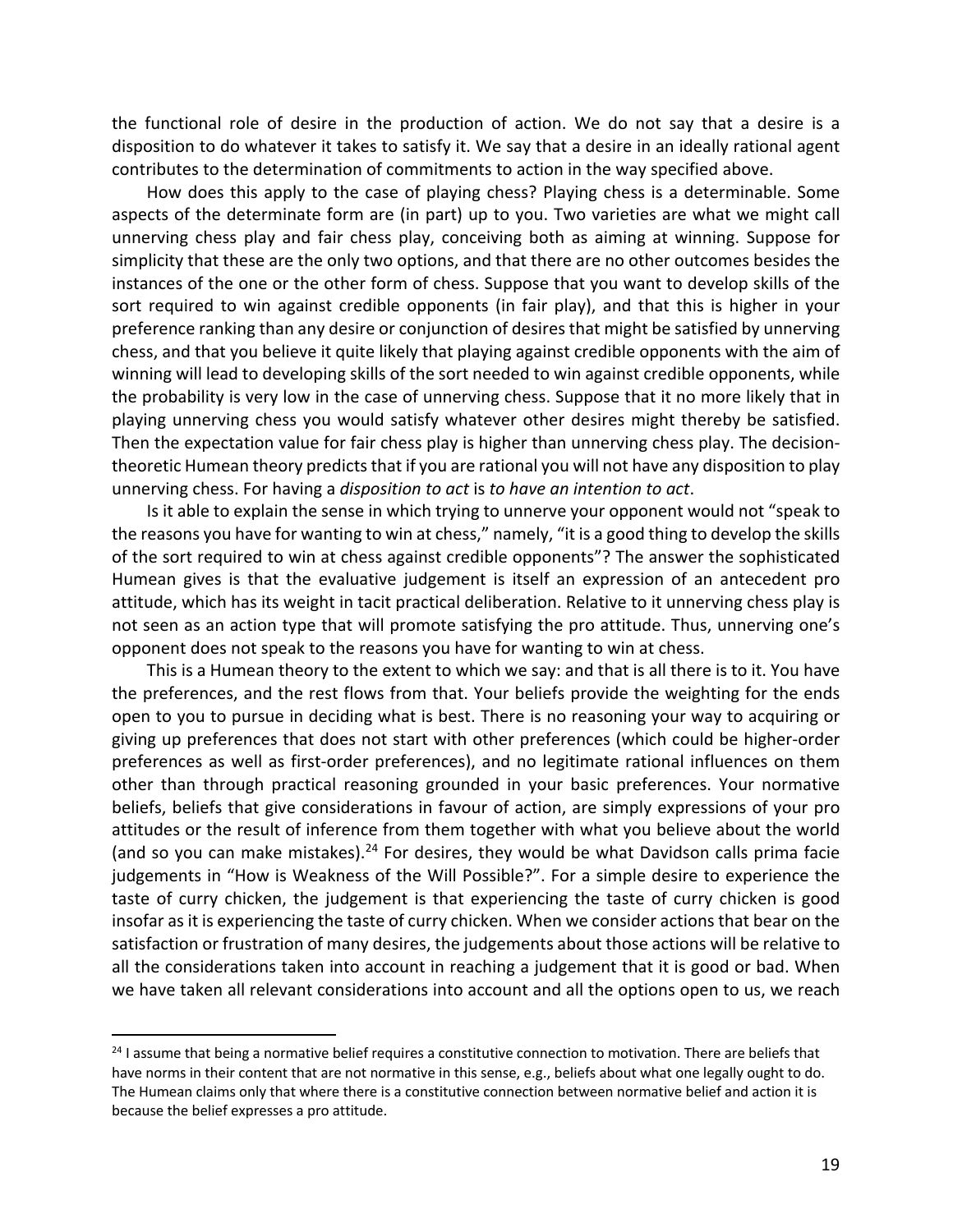the functional role of desire in the production of action. We do not say that a desire is a disposition to do whatever it takes to satisfy it. We say that a desire in an ideally rational agent contributes to the determination of commitments to action in the way specified above.

How does this apply to the case of playing chess? Playing chess is a determinable. Some aspects of the determinate form are (in part) up to you. Two varieties are what we might call unnerving chess play and fair chess play, conceiving both as aiming at winning. Suppose for simplicity that these are the only two options, and that there are no other outcomes besides the instances of the one or the other form of chess. Suppose that you want to develop skills of the sort required to win against credible opponents (in fair play), and that this is higher in your preference ranking than any desire or conjunction of desires that might be satisfied by unnerving chess, and that you believe it quite likely that playing against credible opponents with the aim of winning will lead to developing skills of the sort needed to win against credible opponents, while the probability is very low in the case of unnerving chess. Suppose that it no more likely that in playing unnerving chess you would satisfy whatever other desires might thereby be satisfied. Then the expectation value for fair chess play is higher than unnerving chess play. The decision-theoretic Humean theory predicts that if you are rational you will not have any disposition to play unnerving chess. For having a *disposition to act* is *to have an intention to act*.

Is it able to explain the sense in which trying to unnerve your opponent would not "speak to the reasons you have for wanting to win at chess," namely, "it is a good thing to develop the skills of the sort required to win at chess against credible opponents"? The answer the sophisticated Humean gives is that the evaluative judgement is itself an expression of an antecedent pro attitude, which has its weight in tacit practical deliberation. Relative to it unnerving chess play is not seen as an action type that will promote satisfying the pro attitude. Thus, unnerving one's opponent does not speak to the reasons you have for wanting to win at chess.

This is a Humean theory to the extent to which we say: and that is all there is to it. You have the preferences, and the rest flows from that. Your beliefs provide the weighting for the ends open to you to pursue in deciding what is best. There is no reasoning your way to acquiring or giving up preferences that does not start with other preferences (which could be higher-order preferences as well as first-order preferences), and no legitimate rational influences on them other than through practical reasoning grounded in your basic preferences. Your normative beliefs, beliefs that give considerations in favour of action, are simply expressions of your pro attitudes or the result of inference from them together with what you believe about the world (and so you can make mistakes).[24] For desires, they would be what Davidson calls prima facie judgements in "How is Weakness of the Will Possible?". For a simple desire to experience the taste of curry chicken, the judgement is that experiencing the taste of curry chicken is good insofar as it is experiencing the taste of curry chicken. When we consider actions that bear on the satisfaction or frustration of many desires, the judgements about those actions will be relative to all the considerations taken into account in reaching a judgement that it is good or bad. When we have taken all relevant considerations into account and all the options open to us, we reach

[24] I assume that being a normative belief requires a constitutive connection to motivation. There are beliefs that have norms in their content that are not normative in this sense, e.g., beliefs about what one legally ought to do. The Humean claims only that where there is a constitutive connection between normative belief and action it is because the belief expresses a pro attitude.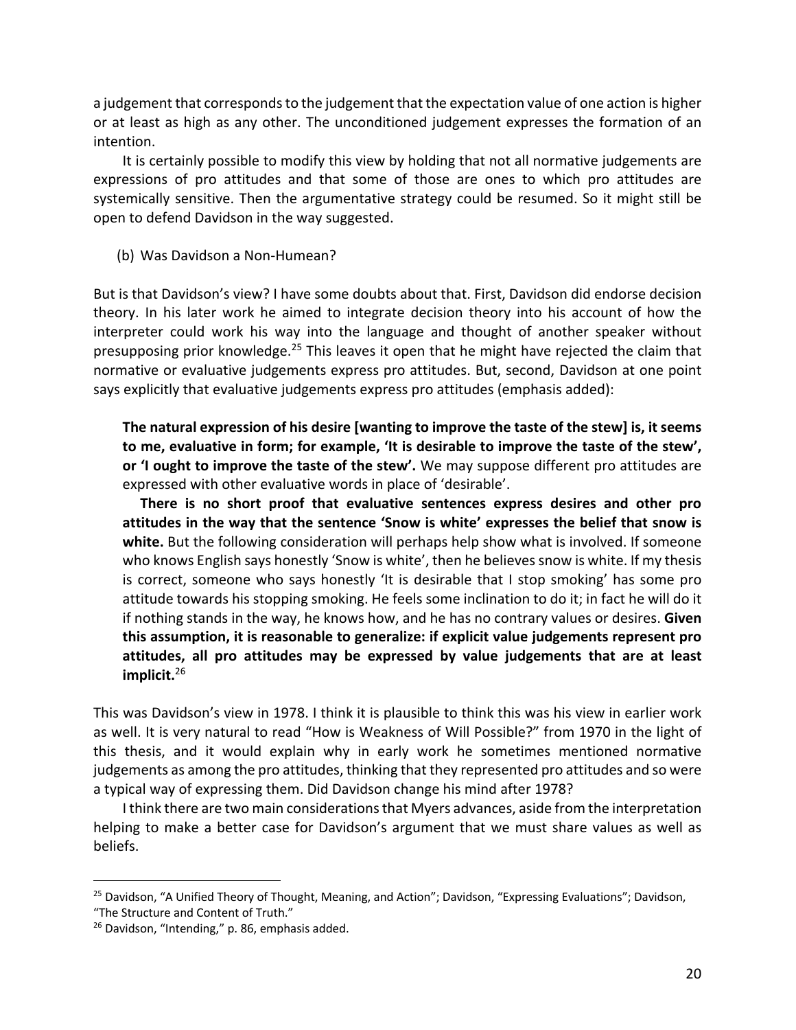a judgement that corresponds to the judgement that the expectation value of one action is higher or at least as high as any other. The unconditioned judgement expresses the formation of an intention.

It is certainly possible to modify this view by holding that not all normative judgements are expressions of pro attitudes and that some of those are ones to which pro attitudes are systemically sensitive. Then the argumentative strategy could be resumed. So it might still be open to defend Davidson in the way suggested.

### (b) Was Davidson a Non-Humean?

But is that Davidson's view? I have some doubts about that. First, Davidson did endorse decision theory. In his later work he aimed to integrate decision theory into his account of how the interpreter could work his way into the language and thought of another speaker without presupposing prior knowledge.[25] This leaves it open that he might have rejected the claim that normative or evaluative judgements express pro attitudes. But, second, Davidson at one point says explicitly that evaluative judgements express pro attitudes (emphasis added):

> **The natural expression of his desire [wanting to improve the taste of the stew] is, it seems to me, evaluative in form; for example, 'It is desirable to improve the taste of the stew', or 'I ought to improve the taste of the stew'.** We may suppose different pro attitudes are expressed with other evaluative words in place of 'desirable'.
>
> **There is no short proof that evaluative sentences express desires and other pro attitudes in the way that the sentence 'Snow is white' expresses the belief that snow is white.** But the following consideration will perhaps help show what is involved. If someone who knows English says honestly 'Snow is white', then he believes snow is white. If my thesis is correct, someone who says honestly 'It is desirable that I stop smoking' has some pro attitude towards his stopping smoking. He feels some inclination to do it; in fact he will do it if nothing stands in the way, he knows how, and he has no contrary values or desires. **Given this assumption, it is reasonable to generalize: if explicit value judgements represent pro attitudes, all pro attitudes may be expressed by value judgements that are at least implicit.**[26]

This was Davidson's view in 1978. I think it is plausible to think this was his view in earlier work as well. It is very natural to read "How is Weakness of Will Possible?" from 1970 in the light of this thesis, and it would explain why in early work he sometimes mentioned normative judgements as among the pro attitudes, thinking that they represented pro attitudes and so were a typical way of expressing them. Did Davidson change his mind after 1978?

I think there are two main considerations that Myers advances, aside from the interpretation helping to make a better case for Davidson's argument that we must share values as well as beliefs.

---

[25] Davidson, "A Unified Theory of Thought, Meaning, and Action"; Davidson, "Expressing Evaluations"; Davidson, "The Structure and Content of Truth."

[26] Davidson, "Intending," p. 86, emphasis added.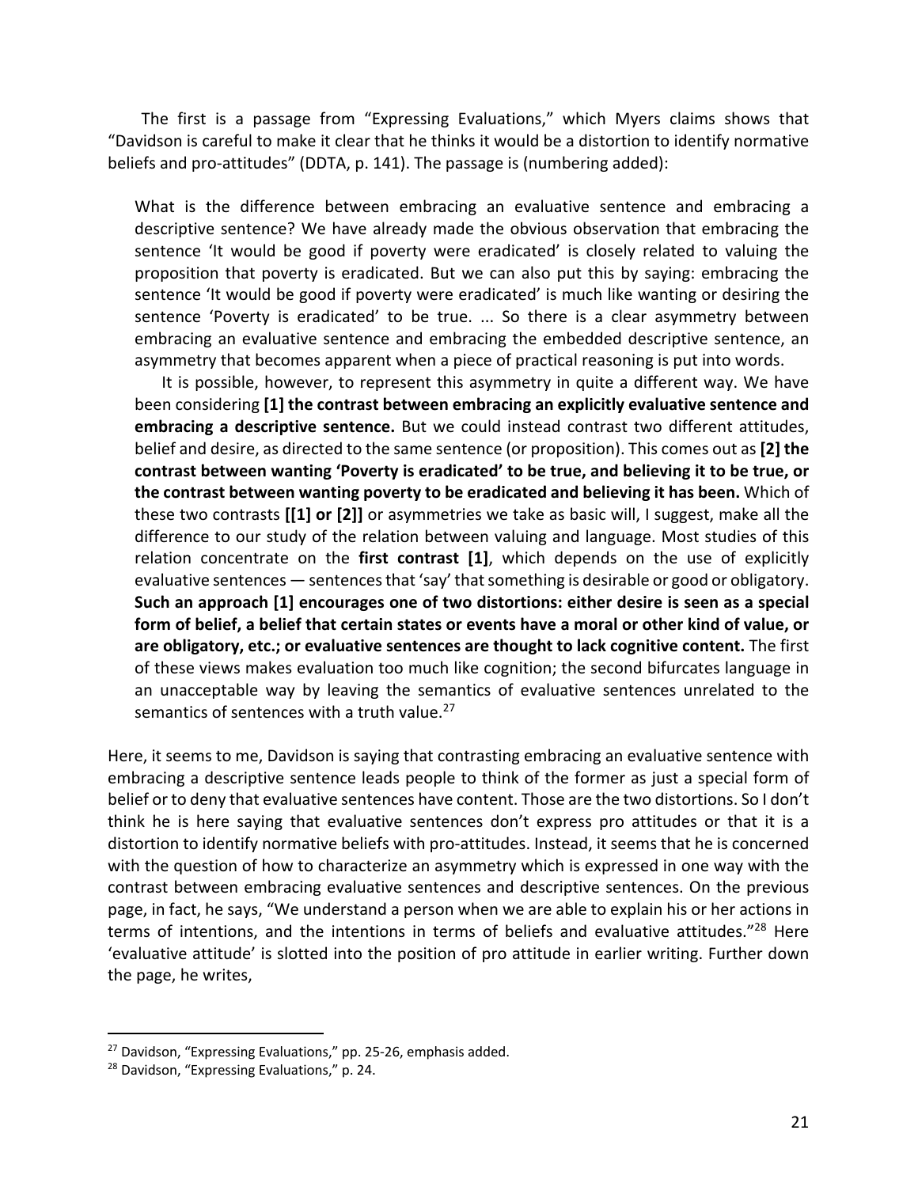The first is a passage from "Expressing Evaluations," which Myers claims shows that "Davidson is careful to make it clear that he thinks it would be a distortion to identify normative beliefs and pro-attitudes" (DDTA, p. 141). The passage is (numbering added):

> What is the difference between embracing an evaluative sentence and embracing a descriptive sentence? We have already made the obvious observation that embracing the sentence 'It would be good if poverty were eradicated' is closely related to valuing the proposition that poverty is eradicated. But we can also put this by saying: embracing the sentence 'It would be good if poverty were eradicated' is much like wanting or desiring the sentence 'Poverty is eradicated' to be true. ... So there is a clear asymmetry between embracing an evaluative sentence and embracing the embedded descriptive sentence, an asymmetry that becomes apparent when a piece of practical reasoning is put into words.
>
> It is possible, however, to represent this asymmetry in quite a different way. We have been considering **[1] the contrast between embracing an explicitly evaluative sentence and embracing a descriptive sentence.** But we could instead contrast two different attitudes, belief and desire, as directed to the same sentence (or proposition). This comes out as **[2] the contrast between wanting 'Poverty is eradicated' to be true, and believing it to be true, or the contrast between wanting poverty to be eradicated and believing it has been.** Which of these two contrasts **[[1] or [2]]** or asymmetries we take as basic will, I suggest, make all the difference to our study of the relation between valuing and language. Most studies of this relation concentrate on the **first contrast [1]**, which depends on the use of explicitly evaluative sentences — sentences that 'say' that something is desirable or good or obligatory. **Such an approach [1] encourages one of two distortions: either desire is seen as a special form of belief, a belief that certain states or events have a moral or other kind of value, or are obligatory, etc.; or evaluative sentences are thought to lack cognitive content.** The first of these views makes evaluation too much like cognition; the second bifurcates language in an unacceptable way by leaving the semantics of evaluative sentences unrelated to the semantics of sentences with a truth value.[27]

Here, it seems to me, Davidson is saying that contrasting embracing an evaluative sentence with embracing a descriptive sentence leads people to think of the former as just a special form of belief or to deny that evaluative sentences have content. Those are the two distortions. So I don't think he is here saying that evaluative sentences don't express pro attitudes or that it is a distortion to identify normative beliefs with pro-attitudes. Instead, it seems that he is concerned with the question of how to characterize an asymmetry which is expressed in one way with the contrast between embracing evaluative sentences and descriptive sentences. On the previous page, in fact, he says, "We understand a person when we are able to explain his or her actions in terms of intentions, and the intentions in terms of beliefs and evaluative attitudes."[28] Here 'evaluative attitude' is slotted into the position of pro attitude in earlier writing. Further down the page, he writes,

---

[27] Davidson, "Expressing Evaluations," pp. 25-26, emphasis added.

[28] Davidson, "Expressing Evaluations," p. 24.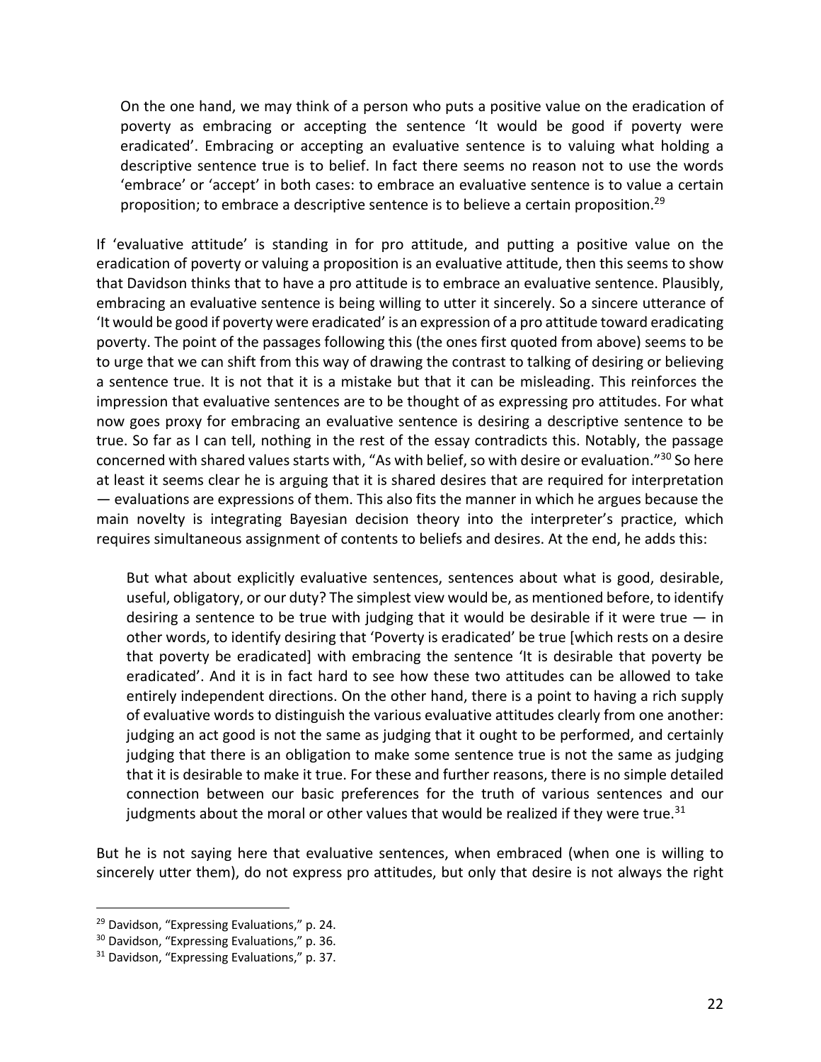> On the one hand, we may think of a person who puts a positive value on the eradication of poverty as embracing or accepting the sentence 'It would be good if poverty were eradicated'. Embracing or accepting an evaluative sentence is to valuing what holding a descriptive sentence true is to belief. In fact there seems no reason not to use the words 'embrace' or 'accept' in both cases: to embrace an evaluative sentence is to value a certain proposition; to embrace a descriptive sentence is to believe a certain proposition.[29]

If 'evaluative attitude' is standing in for pro attitude, and putting a positive value on the eradication of poverty or valuing a proposition is an evaluative attitude, then this seems to show that Davidson thinks that to have a pro attitude is to embrace an evaluative sentence. Plausibly, embracing an evaluative sentence is being willing to utter it sincerely. So a sincere utterance of 'It would be good if poverty were eradicated' is an expression of a pro attitude toward eradicating poverty. The point of the passages following this (the ones first quoted from above) seems to be to urge that we can shift from this way of drawing the contrast to talking of desiring or believing a sentence true. It is not that it is a mistake but that it can be misleading. This reinforces the impression that evaluative sentences are to be thought of as expressing pro attitudes. For what now goes proxy for embracing an evaluative sentence is desiring a descriptive sentence to be true. So far as I can tell, nothing in the rest of the essay contradicts this. Notably, the passage concerned with shared values starts with, "As with belief, so with desire or evaluation."[30] So here at least it seems clear he is arguing that it is shared desires that are required for interpretation — evaluations are expressions of them. This also fits the manner in which he argues because the main novelty is integrating Bayesian decision theory into the interpreter's practice, which requires simultaneous assignment of contents to beliefs and desires. At the end, he adds this:

> But what about explicitly evaluative sentences, sentences about what is good, desirable, useful, obligatory, or our duty? The simplest view would be, as mentioned before, to identify desiring a sentence to be true with judging that it would be desirable if it were true — in other words, to identify desiring that 'Poverty is eradicated' be true [which rests on a desire that poverty be eradicated] with embracing the sentence 'It is desirable that poverty be eradicated'. And it is in fact hard to see how these two attitudes can be allowed to take entirely independent directions. On the other hand, there is a point to having a rich supply of evaluative words to distinguish the various evaluative attitudes clearly from one another: judging an act good is not the same as judging that it ought to be performed, and certainly judging that there is an obligation to make some sentence true is not the same as judging that it is desirable to make it true. For these and further reasons, there is no simple detailed connection between our basic preferences for the truth of various sentences and our judgments about the moral or other values that would be realized if they were true.[31]

But he is not saying here that evaluative sentences, when embraced (when one is willing to sincerely utter them), do not express pro attitudes, but only that desire is not always the right

---

[29] Davidson, "Expressing Evaluations," p. 24.

[30] Davidson, "Expressing Evaluations," p. 36.

[31] Davidson, "Expressing Evaluations," p. 37.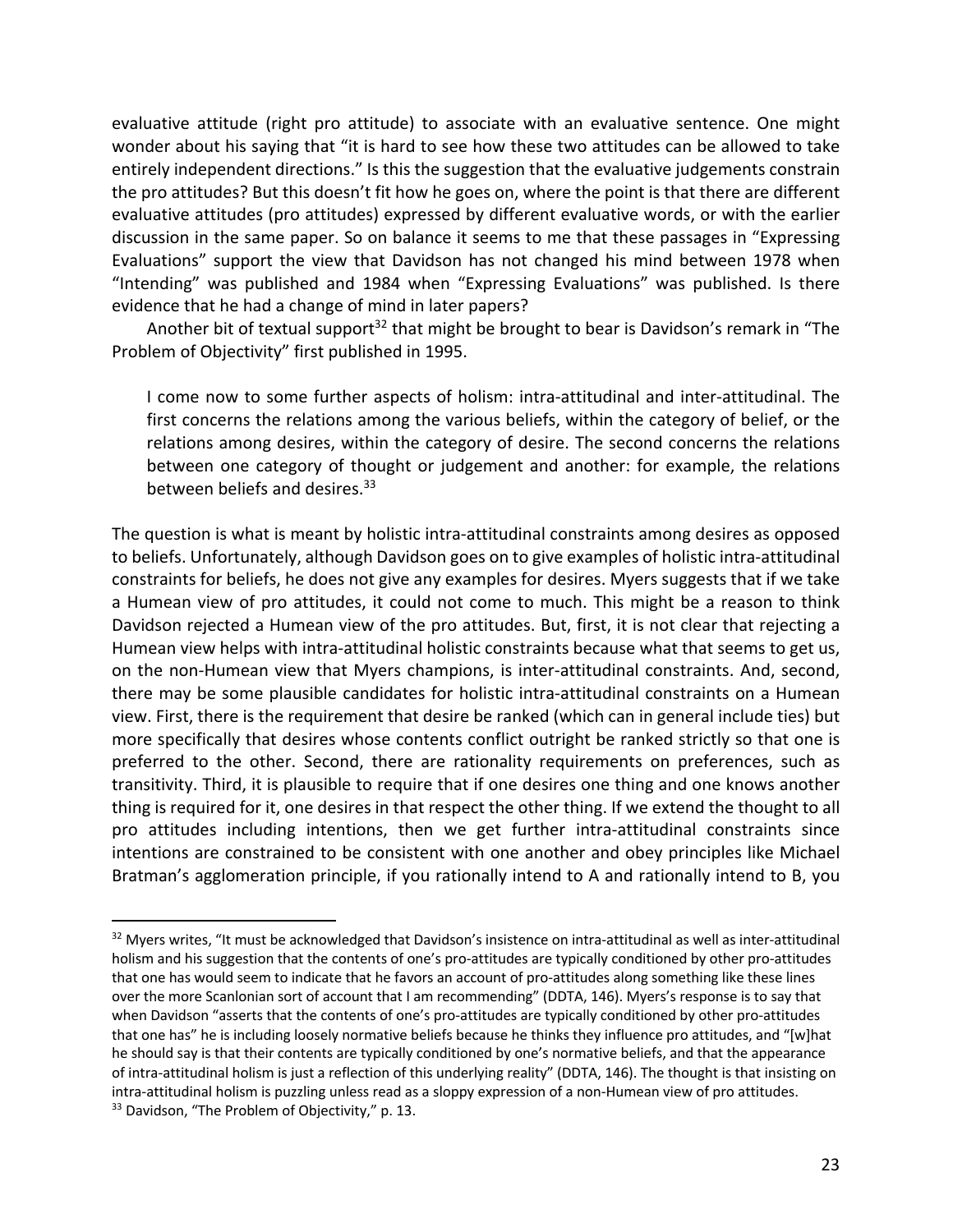evaluative attitude (right pro attitude) to associate with an evaluative sentence. One might wonder about his saying that "it is hard to see how these two attitudes can be allowed to take entirely independent directions." Is this the suggestion that the evaluative judgements constrain the pro attitudes? But this doesn't fit how he goes on, where the point is that there are different evaluative attitudes (pro attitudes) expressed by different evaluative words, or with the earlier discussion in the same paper. So on balance it seems to me that these passages in "Expressing Evaluations" support the view that Davidson has not changed his mind between 1978 when "Intending" was published and 1984 when "Expressing Evaluations" was published. Is there evidence that he had a change of mind in later papers?

Another bit of textual support[32] that might be brought to bear is Davidson's remark in "The Problem of Objectivity" first published in 1995.

> I come now to some further aspects of holism: intra-attitudinal and inter-attitudinal. The first concerns the relations among the various beliefs, within the category of belief, or the relations among desires, within the category of desire. The second concerns the relations between one category of thought or judgement and another: for example, the relations between beliefs and desires.[33]

The question is what is meant by holistic intra-attitudinal constraints among desires as opposed to beliefs. Unfortunately, although Davidson goes on to give examples of holistic intra-attitudinal constraints for beliefs, he does not give any examples for desires. Myers suggests that if we take a Humean view of pro attitudes, it could not come to much. This might be a reason to think Davidson rejected a Humean view of the pro attitudes. But, first, it is not clear that rejecting a Humean view helps with intra-attitudinal holistic constraints because what that seems to get us, on the non-Humean view that Myers champions, is inter-attitudinal constraints. And, second, there may be some plausible candidates for holistic intra-attitudinal constraints on a Humean view. First, there is the requirement that desire be ranked (which can in general include ties) but more specifically that desires whose contents conflict outright be ranked strictly so that one is preferred to the other. Second, there are rationality requirements on preferences, such as transitivity. Third, it is plausible to require that if one desires one thing and one knows another thing is required for it, one desires in that respect the other thing. If we extend the thought to all pro attitudes including intentions, then we get further intra-attitudinal constraints since intentions are constrained to be consistent with one another and obey principles like Michael Bratman's agglomeration principle, if you rationally intend to A and rationally intend to B, you

---

[32] Myers writes, "It must be acknowledged that Davidson's insistence on intra-attitudinal as well as inter-attitudinal holism and his suggestion that the contents of one's pro-attitudes are typically conditioned by other pro-attitudes that one has would seem to indicate that he favors an account of pro-attitudes along something like these lines over the more Scanlonian sort of account that I am recommending" (DDTA, 146). Myers's response is to say that when Davidson "asserts that the contents of one's pro-attitudes are typically conditioned by other pro-attitudes that one has" he is including loosely normative beliefs because he thinks they influence pro attitudes, and "[w]hat he should say is that their contents are typically conditioned by one's normative beliefs, and that the appearance of intra-attitudinal holism is just a reflection of this underlying reality" (DDTA, 146). The thought is that insisting on intra-attitudinal holism is puzzling unless read as a sloppy expression of a non-Humean view of pro attitudes.

[33] Davidson, "The Problem of Objectivity," p. 13.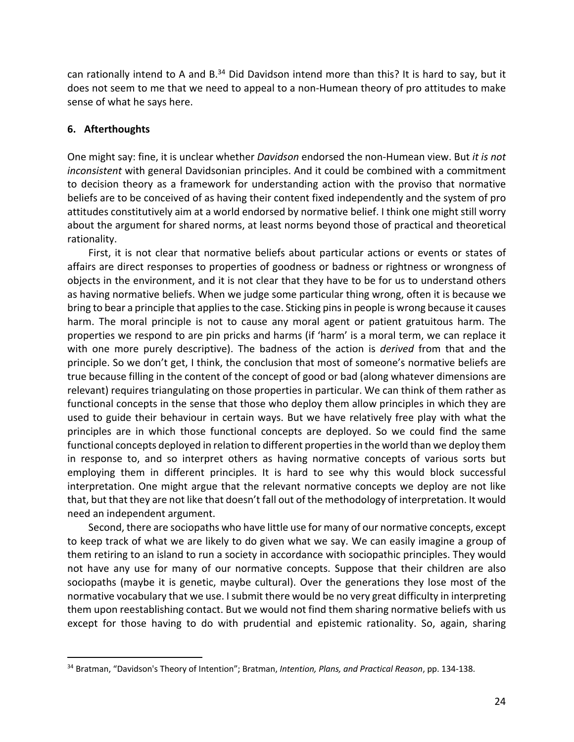can rationally intend to A and B.[34] Did Davidson intend more than this? It is hard to say, but it does not seem to me that we need to appeal to a non-Humean theory of pro attitudes to make sense of what he says here.

## 6. Afterthoughts

One might say: fine, it is unclear whether *Davidson* endorsed the non-Humean view. But *it is not inconsistent* with general Davidsonian principles. And it could be combined with a commitment to decision theory as a framework for understanding action with the proviso that normative beliefs are to be conceived of as having their content fixed independently and the system of pro attitudes constitutively aim at a world endorsed by normative belief. I think one might still worry about the argument for shared norms, at least norms beyond those of practical and theoretical rationality.

First, it is not clear that normative beliefs about particular actions or events or states of affairs are direct responses to properties of goodness or badness or rightness or wrongness of objects in the environment, and it is not clear that they have to be for us to understand others as having normative beliefs. When we judge some particular thing wrong, often it is because we bring to bear a principle that applies to the case. Sticking pins in people is wrong because it causes harm. The moral principle is not to cause any moral agent or patient gratuitous harm. The properties we respond to are pin pricks and harms (if 'harm' is a moral term, we can replace it with one more purely descriptive). The badness of the action is *derived* from that and the principle. So we don't get, I think, the conclusion that most of someone's normative beliefs are true because filling in the content of the concept of good or bad (along whatever dimensions are relevant) requires triangulating on those properties in particular. We can think of them rather as functional concepts in the sense that those who deploy them allow principles in which they are used to guide their behaviour in certain ways. But we have relatively free play with what the principles are in which those functional concepts are deployed. So we could find the same functional concepts deployed in relation to different properties in the world than we deploy them in response to, and so interpret others as having normative concepts of various sorts but employing them in different principles. It is hard to see why this would block successful interpretation. One might argue that the relevant normative concepts we deploy are not like that, but that they are not like that doesn't fall out of the methodology of interpretation. It would need an independent argument.

Second, there are sociopaths who have little use for many of our normative concepts, except to keep track of what we are likely to do given what we say. We can easily imagine a group of them retiring to an island to run a society in accordance with sociopathic principles. They would not have any use for many of our normative concepts. Suppose that their children are also sociopaths (maybe it is genetic, maybe cultural). Over the generations they lose most of the normative vocabulary that we use. I submit there would be no very great difficulty in interpreting them upon reestablishing contact. But we would not find them sharing normative beliefs with us except for those having to do with prudential and epistemic rationality. So, again, sharing

---

[34] Bratman, "Davidson's Theory of Intention"; Bratman, *Intention, Plans, and Practical Reason*, pp. 134-138.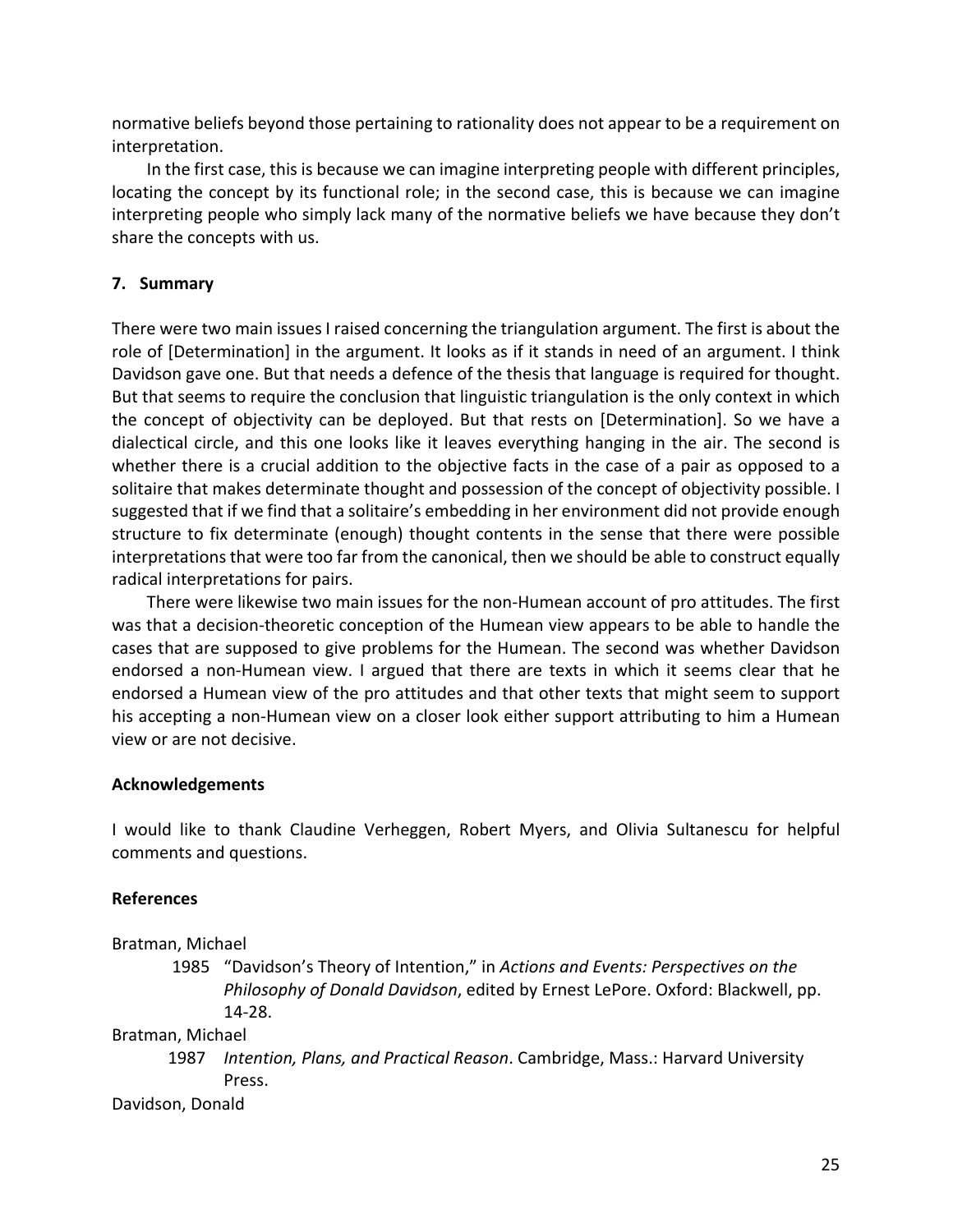normative beliefs beyond those pertaining to rationality does not appear to be a requirement on interpretation.

In the first case, this is because we can imagine interpreting people with different principles, locating the concept by its functional role; in the second case, this is because we can imagine interpreting people who simply lack many of the normative beliefs we have because they don't share the concepts with us.

## 7. Summary

There were two main issues I raised concerning the triangulation argument. The first is about the role of [Determination] in the argument. It looks as if it stands in need of an argument. I think Davidson gave one. But that needs a defence of the thesis that language is required for thought. But that seems to require the conclusion that linguistic triangulation is the only context in which the concept of objectivity can be deployed. But that rests on [Determination]. So we have a dialectical circle, and this one looks like it leaves everything hanging in the air. The second is whether there is a crucial addition to the objective facts in the case of a pair as opposed to a solitaire that makes determinate thought and possession of the concept of objectivity possible. I suggested that if we find that a solitaire's embedding in her environment did not provide enough structure to fix determinate (enough) thought contents in the sense that there were possible interpretations that were too far from the canonical, then we should be able to construct equally radical interpretations for pairs.

There were likewise two main issues for the non-Humean account of pro attitudes. The first was that a decision-theoretic conception of the Humean view appears to be able to handle the cases that are supposed to give problems for the Humean. The second was whether Davidson endorsed a non-Humean view. I argued that there are texts in which it seems clear that he endorsed a Humean view of the pro attitudes and that other texts that might seem to support his accepting a non-Humean view on a closer look either support attributing to him a Humean view or are not decisive.

## Acknowledgements

I would like to thank Claudine Verheggen, Robert Myers, and Olivia Sultanescu for helpful comments and questions.

## References

Bratman, Michael

1985 "Davidson's Theory of Intention," in *Actions and Events: Perspectives on the Philosophy of Donald Davidson*, edited by Ernest LePore. Oxford: Blackwell, pp. 14-28.

Bratman, Michael

1987 *Intention, Plans, and Practical Reason*. Cambridge, Mass.: Harvard University Press.

Davidson, Donald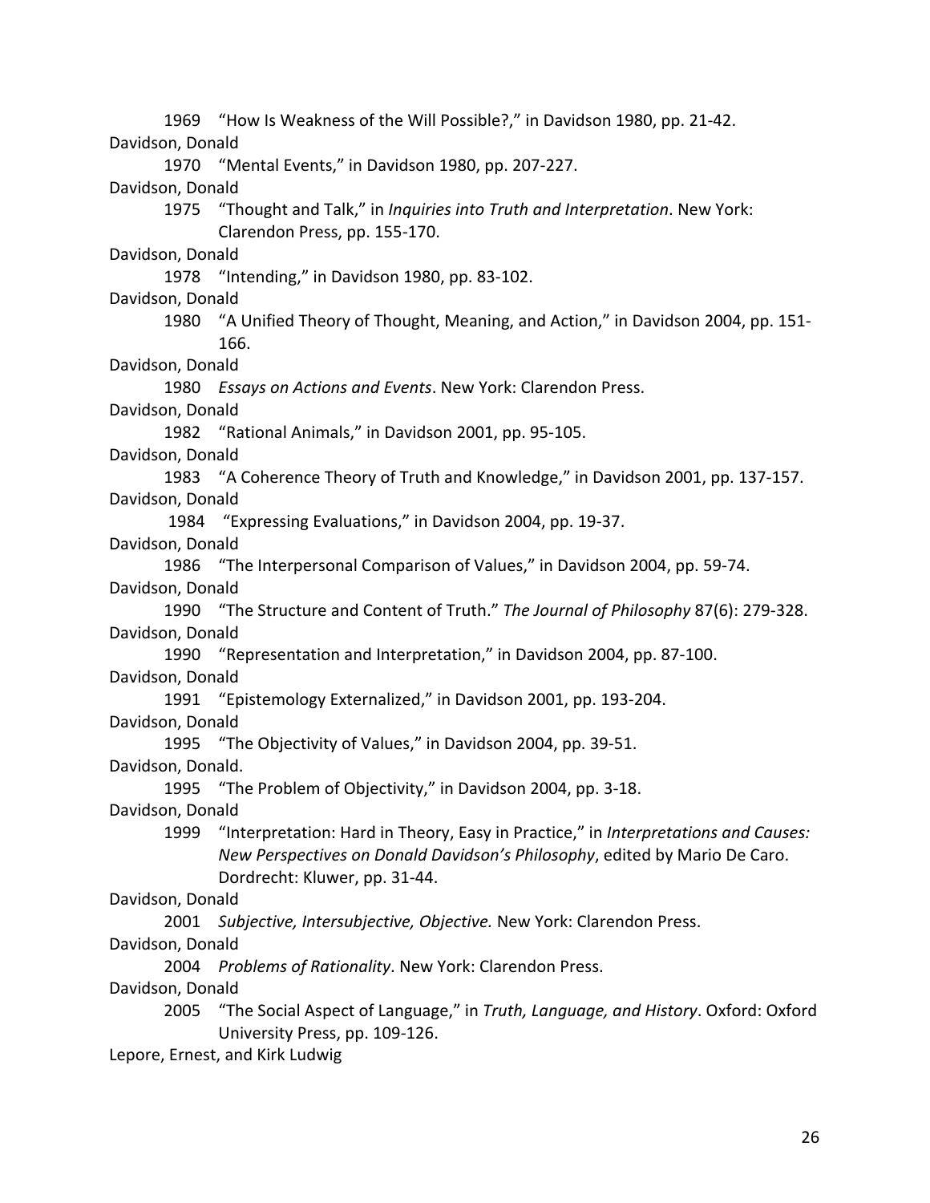1969 "How Is Weakness of the Will Possible?," in Davidson 1980, pp. 21-42.

Davidson, Donald

1970 "Mental Events," in Davidson 1980, pp. 207-227.

Davidson, Donald

1975 "Thought and Talk," in *Inquiries into Truth and Interpretation*. New York: Clarendon Press, pp. 155-170.

Davidson, Donald

1978 "Intending," in Davidson 1980, pp. 83-102.

Davidson, Donald

1980 "A Unified Theory of Thought, Meaning, and Action," in Davidson 2004, pp. 151-166.

Davidson, Donald

1980 *Essays on Actions and Events*. New York: Clarendon Press.

Davidson, Donald

1982 "Rational Animals," in Davidson 2001, pp. 95-105.

Davidson, Donald

1983 "A Coherence Theory of Truth and Knowledge," in Davidson 2001, pp. 137-157.

Davidson, Donald

1984 "Expressing Evaluations," in Davidson 2004, pp. 19-37.

Davidson, Donald

1986 "The Interpersonal Comparison of Values," in Davidson 2004, pp. 59-74.

Davidson, Donald

1990 "The Structure and Content of Truth." *The Journal of Philosophy* 87(6): 279-328.

Davidson, Donald

1990 "Representation and Interpretation," in Davidson 2004, pp. 87-100.

Davidson, Donald

1991 "Epistemology Externalized," in Davidson 2001, pp. 193-204.

Davidson, Donald

1995 "The Objectivity of Values," in Davidson 2004, pp. 39-51.

Davidson, Donald.

1995 "The Problem of Objectivity," in Davidson 2004, pp. 3-18.

Davidson, Donald

1999 "Interpretation: Hard in Theory, Easy in Practice," in *Interpretations and Causes: New Perspectives on Donald Davidson's Philosophy*, edited by Mario De Caro. Dordrecht: Kluwer, pp. 31-44.

Davidson, Donald

2001 *Subjective, Intersubjective, Objective.* New York: Clarendon Press.

Davidson, Donald

2004 *Problems of Rationality*. New York: Clarendon Press.

Davidson, Donald

2005 "The Social Aspect of Language," in *Truth, Language, and History*. Oxford: Oxford University Press, pp. 109-126.

Lepore, Ernest, and Kirk Ludwig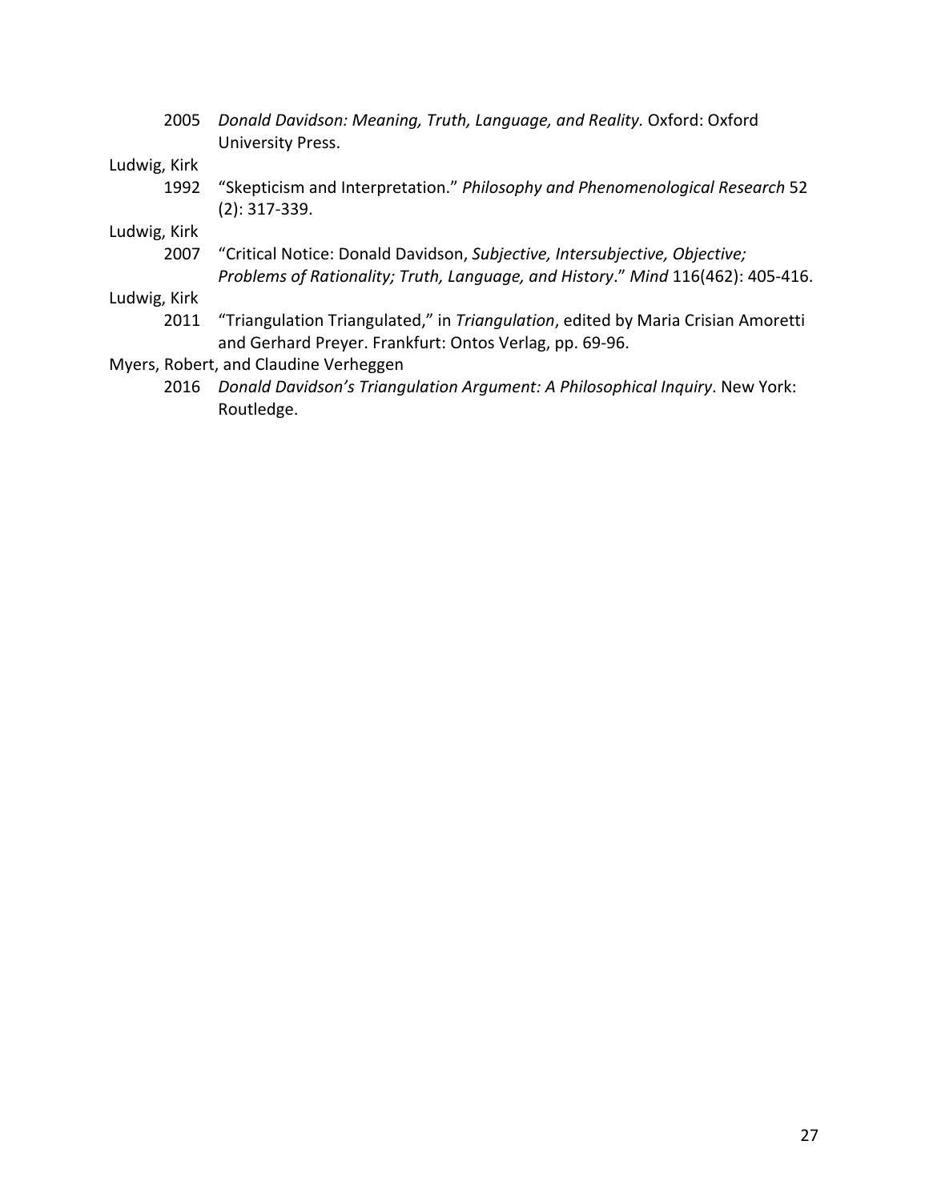2005 *Donald Davidson: Meaning, Truth, Language, and Reality.* Oxford: Oxford University Press.

Ludwig, Kirk

1992 "Skepticism and Interpretation." *Philosophy and Phenomenological Research* 52 (2): 317-339.

Ludwig, Kirk

2007 "Critical Notice: Donald Davidson, *Subjective, Intersubjective, Objective; Problems of Rationality; Truth, Language, and History*." *Mind* 116(462): 405-416.

Ludwig, Kirk

2011 "Triangulation Triangulated," in *Triangulation*, edited by Maria Crisian Amoretti and Gerhard Preyer. Frankfurt: Ontos Verlag, pp. 69-96.

Myers, Robert, and Claudine Verheggen

2016 *Donald Davidson's Triangulation Argument: A Philosophical Inquiry*. New York: Routledge.